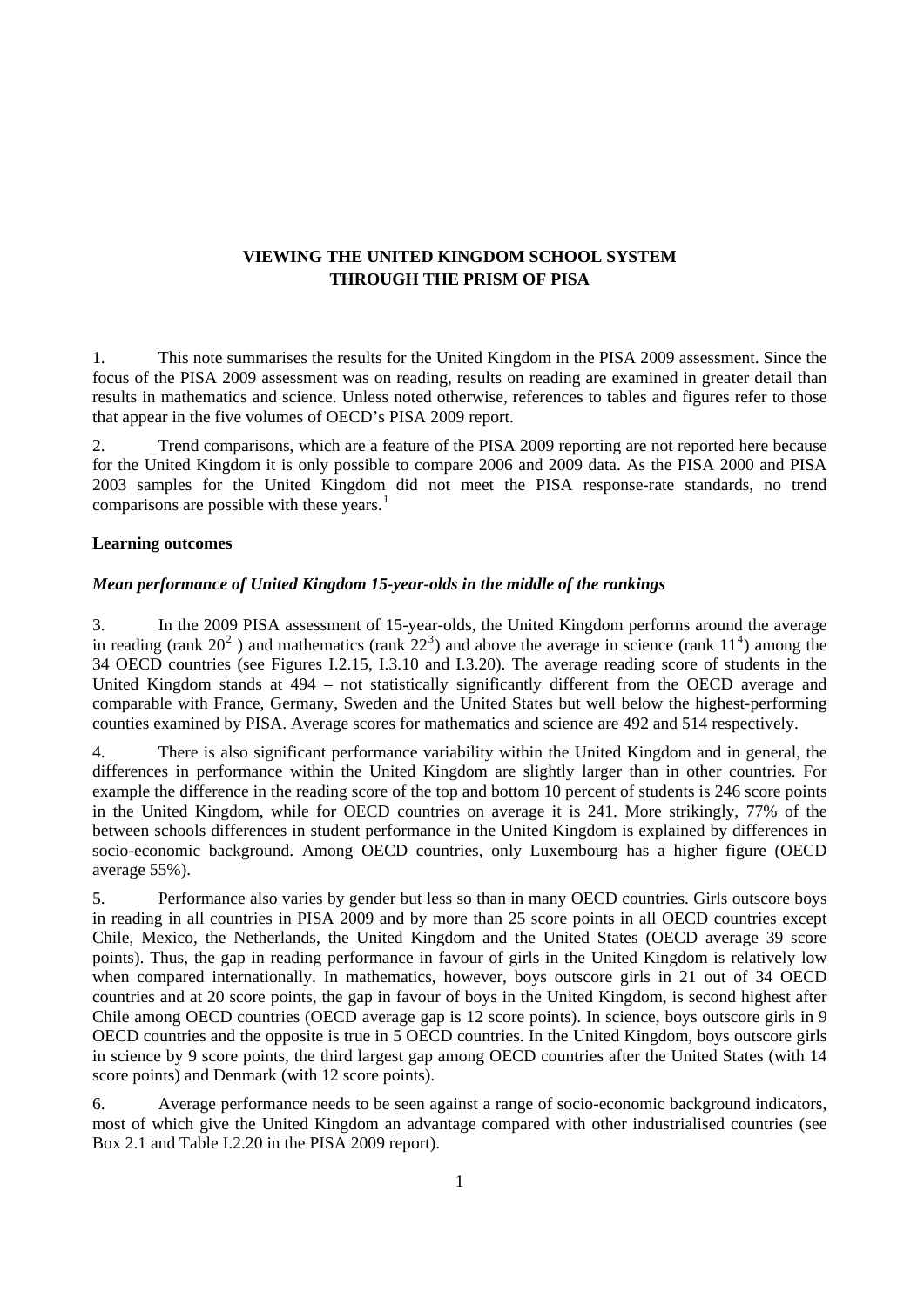# VIEWING THE UNITED KINGDOM SCHOOL SYSTEM THROUGH THE PRISM OF PISA

1. This note summarises the results for the United Kingdom in the PISA 2009 assessment. Since the focus of the PISA 2009 assessment was on reading, results on reading are examined in greater detail than results in mathematics and science. Unless noted otherwise, references to tables and figures refer to those that appear in the five volumes of OECD's PISA 2009 report.

2. Trend comparisons, which are a feature of the PISA 2009 reporting are not reported here because for the United Kingdom it is only possible to compare 2006 and 2009 data. As the PISA 2000 and PISA 2003 samples for the United Kingdom did not meet the PISA response-rate standards, no trend comparisons are possible with these years.[1]

**Learning outcomes**

***Mean performance of United Kingdom 15-year-olds in the middle of the rankings***

3. In the 2009 PISA assessment of 15-year-olds, the United Kingdom performs around the average in reading (rank 20[2] ) and mathematics (rank 22[3]) and above the average in science (rank 11[4]) among the 34 OECD countries (see Figures I.2.15, I.3.10 and I.3.20). The average reading score of students in the United Kingdom stands at 494 – not statistically significantly different from the OECD average and comparable with France, Germany, Sweden and the United States but well below the highest-performing counties examined by PISA. Average scores for mathematics and science are 492 and 514 respectively.

4. There is also significant performance variability within the United Kingdom and in general, the differences in performance within the United Kingdom are slightly larger than in other countries. For example the difference in the reading score of the top and bottom 10 percent of students is 246 score points in the United Kingdom, while for OECD countries on average it is 241. More strikingly, 77% of the between schools differences in student performance in the United Kingdom is explained by differences in socio-economic background. Among OECD countries, only Luxembourg has a higher figure (OECD average 55%).

5. Performance also varies by gender but less so than in many OECD countries. Girls outscore boys in reading in all countries in PISA 2009 and by more than 25 score points in all OECD countries except Chile, Mexico, the Netherlands, the United Kingdom and the United States (OECD average 39 score points). Thus, the gap in reading performance in favour of girls in the United Kingdom is relatively low when compared internationally. In mathematics, however, boys outscore girls in 21 out of 34 OECD countries and at 20 score points, the gap in favour of boys in the United Kingdom, is second highest after Chile among OECD countries (OECD average gap is 12 score points). In science, boys outscore girls in 9 OECD countries and the opposite is true in 5 OECD countries. In the United Kingdom, boys outscore girls in science by 9 score points, the third largest gap among OECD countries after the United States (with 14 score points) and Denmark (with 12 score points).

6. Average performance needs to be seen against a range of socio-economic background indicators, most of which give the United Kingdom an advantage compared with other industrialised countries (see Box 2.1 and Table I.2.20 in the PISA 2009 report).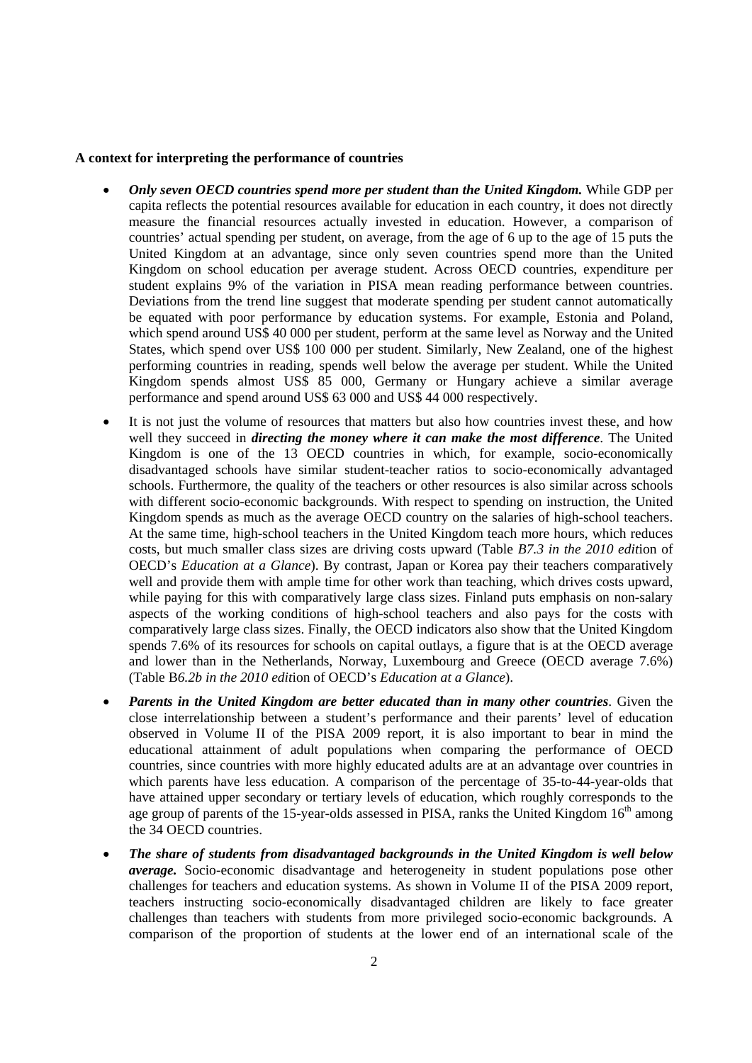**A context for interpreting the performance of countries**

- ***Only seven OECD countries spend more per student than the United Kingdom.*** While GDP per capita reflects the potential resources available for education in each country, it does not directly measure the financial resources actually invested in education. However, a comparison of countries' actual spending per student, on average, from the age of 6 up to the age of 15 puts the United Kingdom at an advantage, since only seven countries spend more than the United Kingdom on school education per average student. Across OECD countries, expenditure per student explains 9% of the variation in PISA mean reading performance between countries. Deviations from the trend line suggest that moderate spending per student cannot automatically be equated with poor performance by education systems. For example, Estonia and Poland, which spend around US$ 40 000 per student, perform at the same level as Norway and the United States, which spend over US$ 100 000 per student. Similarly, New Zealand, one of the highest performing countries in reading, spends well below the average per student. While the United Kingdom spends almost US$ 85 000, Germany or Hungary achieve a similar average performance and spend around US$ 63 000 and US$ 44 000 respectively.
- It is not just the volume of resources that matters but also how countries invest these, and how well they succeed in ***directing the money where it can make the most difference***. The United Kingdom is one of the 13 OECD countries in which, for example, socio-economically disadvantaged schools have similar student-teacher ratios to socio-economically advantaged schools. Furthermore, the quality of the teachers or other resources is also similar across schools with different socio-economic backgrounds. With respect to spending on instruction, the United Kingdom spends as much as the average OECD country on the salaries of high-school teachers. At the same time, high-school teachers in the United Kingdom teach more hours, which reduces costs, but much smaller class sizes are driving costs upward (Table *B7.3 in the 2010 edit*ion of OECD's *Education at a Glance*). By contrast, Japan or Korea pay their teachers comparatively well and provide them with ample time for other work than teaching, which drives costs upward, while paying for this with comparatively large class sizes. Finland puts emphasis on non-salary aspects of the working conditions of high-school teachers and also pays for the costs with comparatively large class sizes. Finally, the OECD indicators also show that the United Kingdom spends 7.6% of its resources for schools on capital outlays, a figure that is at the OECD average and lower than in the Netherlands, Norway, Luxembourg and Greece (OECD average 7.6%) (Table B*6.2b in the 2010 edit*ion of OECD's *Education at a Glance*).
- ***Parents in the United Kingdom are better educated than in many other countries***. Given the close interrelationship between a student's performance and their parents' level of education observed in Volume II of the PISA 2009 report, it is also important to bear in mind the educational attainment of adult populations when comparing the performance of OECD countries, since countries with more highly educated adults are at an advantage over countries in which parents have less education. A comparison of the percentage of 35-to-44-year-olds that have attained upper secondary or tertiary levels of education, which roughly corresponds to the age group of parents of the 15-year-olds assessed in PISA, ranks the United Kingdom 16th among the 34 OECD countries.
- ***The share of students from disadvantaged backgrounds in the United Kingdom is well below average.*** Socio-economic disadvantage and heterogeneity in student populations pose other challenges for teachers and education systems. As shown in Volume II of the PISA 2009 report, teachers instructing socio-economically disadvantaged children are likely to face greater challenges than teachers with students from more privileged socio-economic backgrounds. A comparison of the proportion of students at the lower end of an international scale of the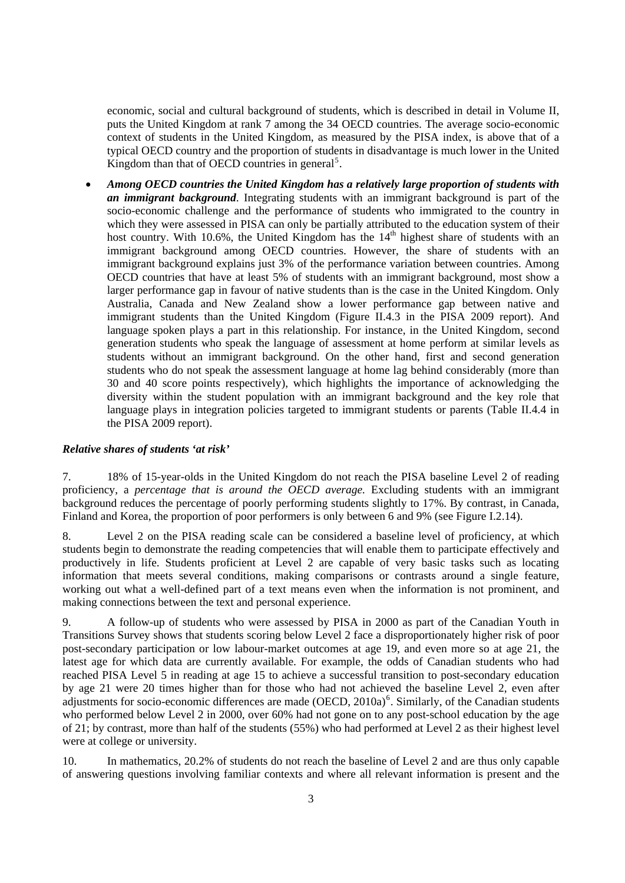economic, social and cultural background of students, which is described in detail in Volume II, puts the United Kingdom at rank 7 among the 34 OECD countries. The average socio-economic context of students in the United Kingdom, as measured by the PISA index, is above that of a typical OECD country and the proportion of students in disadvantage is much lower in the United Kingdom than that of OECD countries in general[5].

- ***Among OECD countries the United Kingdom has a relatively large proportion of students with an immigrant background***. Integrating students with an immigrant background is part of the socio-economic challenge and the performance of students who immigrated to the country in which they were assessed in PISA can only be partially attributed to the education system of their host country. With 10.6%, the United Kingdom has the 14th highest share of students with an immigrant background among OECD countries. However, the share of students with an immigrant background explains just 3% of the performance variation between countries. Among OECD countries that have at least 5% of students with an immigrant background, most show a larger performance gap in favour of native students than is the case in the United Kingdom. Only Australia, Canada and New Zealand show a lower performance gap between native and immigrant students than the United Kingdom (Figure II.4.3 in the PISA 2009 report). And language spoken plays a part in this relationship. For instance, in the United Kingdom, second generation students who speak the language of assessment at home perform at similar levels as students without an immigrant background. On the other hand, first and second generation students who do not speak the assessment language at home lag behind considerably (more than 30 and 40 score points respectively), which highlights the importance of acknowledging the diversity within the student population with an immigrant background and the key role that language plays in integration policies targeted to immigrant students or parents (Table II.4.4 in the PISA 2009 report).

***Relative shares of students 'at risk'***

7. 18% of 15-year-olds in the United Kingdom do not reach the PISA baseline Level 2 of reading proficiency, a *percentage that is around the OECD average.* Excluding students with an immigrant background reduces the percentage of poorly performing students slightly to 17%. By contrast, in Canada, Finland and Korea, the proportion of poor performers is only between 6 and 9% (see Figure I.2.14).

8. Level 2 on the PISA reading scale can be considered a baseline level of proficiency, at which students begin to demonstrate the reading competencies that will enable them to participate effectively and productively in life. Students proficient at Level 2 are capable of very basic tasks such as locating information that meets several conditions, making comparisons or contrasts around a single feature, working out what a well-defined part of a text means even when the information is not prominent, and making connections between the text and personal experience.

9. A follow-up of students who were assessed by PISA in 2000 as part of the Canadian Youth in Transitions Survey shows that students scoring below Level 2 face a disproportionately higher risk of poor post-secondary participation or low labour-market outcomes at age 19, and even more so at age 21, the latest age for which data are currently available. For example, the odds of Canadian students who had reached PISA Level 5 in reading at age 15 to achieve a successful transition to post-secondary education by age 21 were 20 times higher than for those who had not achieved the baseline Level 2, even after adjustments for socio-economic differences are made (OECD, 2010a)[6]. Similarly, of the Canadian students who performed below Level 2 in 2000, over 60% had not gone on to any post-school education by the age of 21; by contrast, more than half of the students (55%) who had performed at Level 2 as their highest level were at college or university.

10. In mathematics, 20.2% of students do not reach the baseline of Level 2 and are thus only capable of answering questions involving familiar contexts and where all relevant information is present and the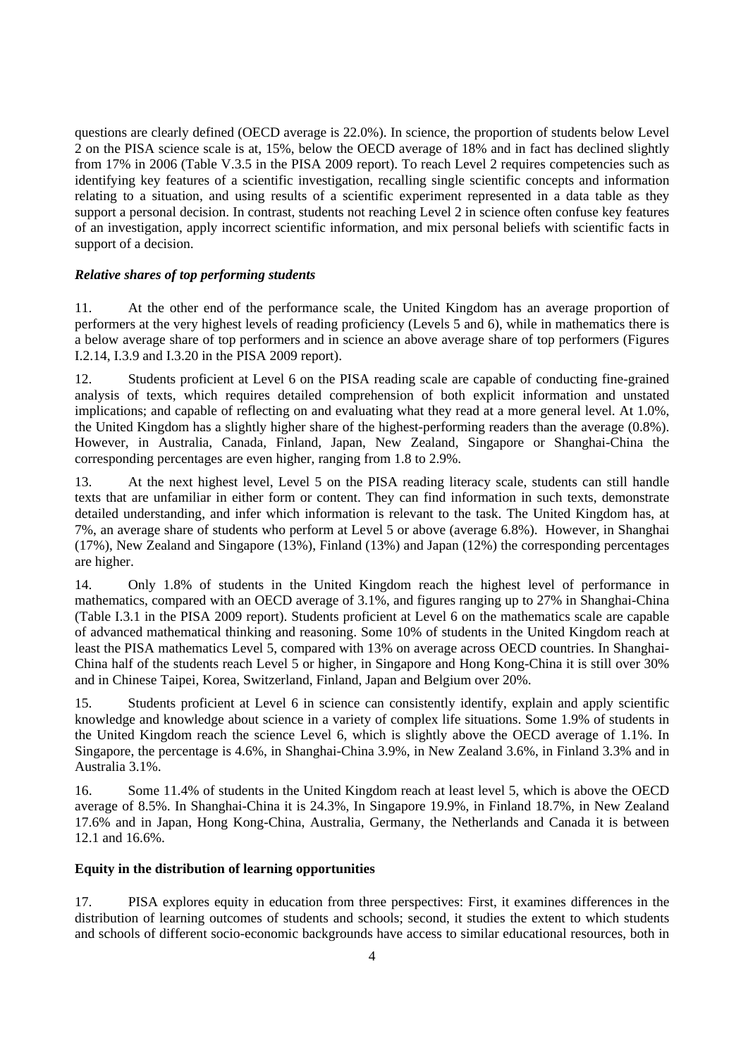questions are clearly defined (OECD average is 22.0%). In science, the proportion of students below Level 2 on the PISA science scale is at, 15%, below the OECD average of 18% and in fact has declined slightly from 17% in 2006 (Table V.3.5 in the PISA 2009 report). To reach Level 2 requires competencies such as identifying key features of a scientific investigation, recalling single scientific concepts and information relating to a situation, and using results of a scientific experiment represented in a data table as they support a personal decision. In contrast, students not reaching Level 2 in science often confuse key features of an investigation, apply incorrect scientific information, and mix personal beliefs with scientific facts in support of a decision.

### *Relative shares of top performing students*

11. At the other end of the performance scale, the United Kingdom has an average proportion of performers at the very highest levels of reading proficiency (Levels 5 and 6), while in mathematics there is a below average share of top performers and in science an above average share of top performers (Figures I.2.14, I.3.9 and I.3.20 in the PISA 2009 report).

12. Students proficient at Level 6 on the PISA reading scale are capable of conducting fine-grained analysis of texts, which requires detailed comprehension of both explicit information and unstated implications; and capable of reflecting on and evaluating what they read at a more general level. At 1.0%, the United Kingdom has a slightly higher share of the highest-performing readers than the average (0.8%). However, in Australia, Canada, Finland, Japan, New Zealand, Singapore or Shanghai-China the corresponding percentages are even higher, ranging from 1.8 to 2.9%.

13. At the next highest level, Level 5 on the PISA reading literacy scale, students can still handle texts that are unfamiliar in either form or content. They can find information in such texts, demonstrate detailed understanding, and infer which information is relevant to the task. The United Kingdom has, at 7%, an average share of students who perform at Level 5 or above (average 6.8%). However, in Shanghai (17%), New Zealand and Singapore (13%), Finland (13%) and Japan (12%) the corresponding percentages are higher.

14. Only 1.8% of students in the United Kingdom reach the highest level of performance in mathematics, compared with an OECD average of 3.1%, and figures ranging up to 27% in Shanghai-China (Table I.3.1 in the PISA 2009 report). Students proficient at Level 6 on the mathematics scale are capable of advanced mathematical thinking and reasoning. Some 10% of students in the United Kingdom reach at least the PISA mathematics Level 5, compared with 13% on average across OECD countries. In Shanghai-China half of the students reach Level 5 or higher, in Singapore and Hong Kong-China it is still over 30% and in Chinese Taipei, Korea, Switzerland, Finland, Japan and Belgium over 20%.

15. Students proficient at Level 6 in science can consistently identify, explain and apply scientific knowledge and knowledge about science in a variety of complex life situations. Some 1.9% of students in the United Kingdom reach the science Level 6, which is slightly above the OECD average of 1.1%. In Singapore, the percentage is 4.6%, in Shanghai-China 3.9%, in New Zealand 3.6%, in Finland 3.3% and in Australia 3.1%.

16. Some 11.4% of students in the United Kingdom reach at least level 5, which is above the OECD average of 8.5%. In Shanghai-China it is 24.3%, In Singapore 19.9%, in Finland 18.7%, in New Zealand 17.6% and in Japan, Hong Kong-China, Australia, Germany, the Netherlands and Canada it is between 12.1 and 16.6%.

## **Equity in the distribution of learning opportunities**

17. PISA explores equity in education from three perspectives: First, it examines differences in the distribution of learning outcomes of students and schools; second, it studies the extent to which students and schools of different socio-economic backgrounds have access to similar educational resources, both in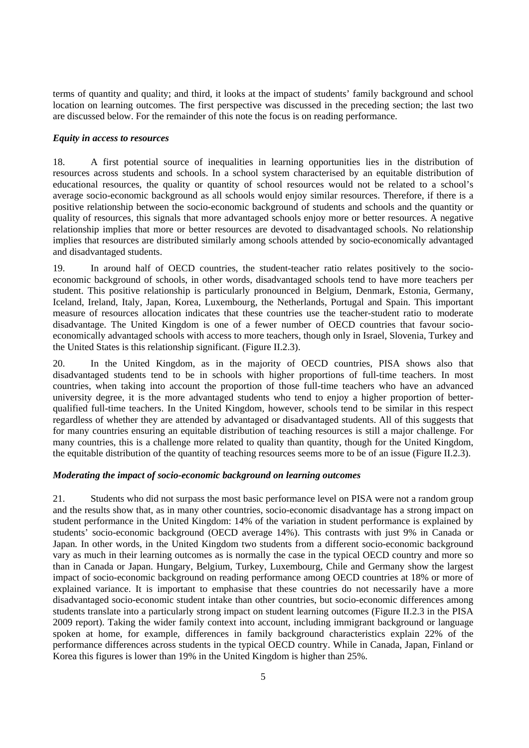terms of quantity and quality; and third, it looks at the impact of students' family background and school location on learning outcomes. The first perspective was discussed in the preceding section; the last two are discussed below. For the remainder of this note the focus is on reading performance.

### *Equity in access to resources*

18. A first potential source of inequalities in learning opportunities lies in the distribution of resources across students and schools. In a school system characterised by an equitable distribution of educational resources, the quality or quantity of school resources would not be related to a school's average socio-economic background as all schools would enjoy similar resources. Therefore, if there is a positive relationship between the socio-economic background of students and schools and the quantity or quality of resources, this signals that more advantaged schools enjoy more or better resources. A negative relationship implies that more or better resources are devoted to disadvantaged schools. No relationship implies that resources are distributed similarly among schools attended by socio-economically advantaged and disadvantaged students.

19. In around half of OECD countries, the student-teacher ratio relates positively to the socio-economic background of schools, in other words, disadvantaged schools tend to have more teachers per student. This positive relationship is particularly pronounced in Belgium, Denmark, Estonia, Germany, Iceland, Ireland, Italy, Japan, Korea, Luxembourg, the Netherlands, Portugal and Spain. This important measure of resources allocation indicates that these countries use the teacher-student ratio to moderate disadvantage. The United Kingdom is one of a fewer number of OECD countries that favour socio-economically advantaged schools with access to more teachers, though only in Israel, Slovenia, Turkey and the United States is this relationship significant. (Figure II.2.3).

20. In the United Kingdom, as in the majority of OECD countries, PISA shows also that disadvantaged students tend to be in schools with higher proportions of full-time teachers. In most countries, when taking into account the proportion of those full-time teachers who have an advanced university degree, it is the more advantaged students who tend to enjoy a higher proportion of better-qualified full-time teachers. In the United Kingdom, however, schools tend to be similar in this respect regardless of whether they are attended by advantaged or disadvantaged students. All of this suggests that for many countries ensuring an equitable distribution of teaching resources is still a major challenge. For many countries, this is a challenge more related to quality than quantity, though for the United Kingdom, the equitable distribution of the quantity of teaching resources seems more to be of an issue (Figure II.2.3).

### *Moderating the impact of socio-economic background on learning outcomes*

21. Students who did not surpass the most basic performance level on PISA were not a random group and the results show that, as in many other countries, socio-economic disadvantage has a strong impact on student performance in the United Kingdom: 14% of the variation in student performance is explained by students' socio-economic background (OECD average 14%). This contrasts with just 9% in Canada or Japan. In other words, in the United Kingdom two students from a different socio-economic background vary as much in their learning outcomes as is normally the case in the typical OECD country and more so than in Canada or Japan. Hungary, Belgium, Turkey, Luxembourg, Chile and Germany show the largest impact of socio-economic background on reading performance among OECD countries at 18% or more of explained variance. It is important to emphasise that these countries do not necessarily have a more disadvantaged socio-economic student intake than other countries, but socio-economic differences among students translate into a particularly strong impact on student learning outcomes (Figure II.2.3 in the PISA 2009 report). Taking the wider family context into account, including immigrant background or language spoken at home, for example, differences in family background characteristics explain 22% of the performance differences across students in the typical OECD country. While in Canada, Japan, Finland or Korea this figures is lower than 19% in the United Kingdom is higher than 25%.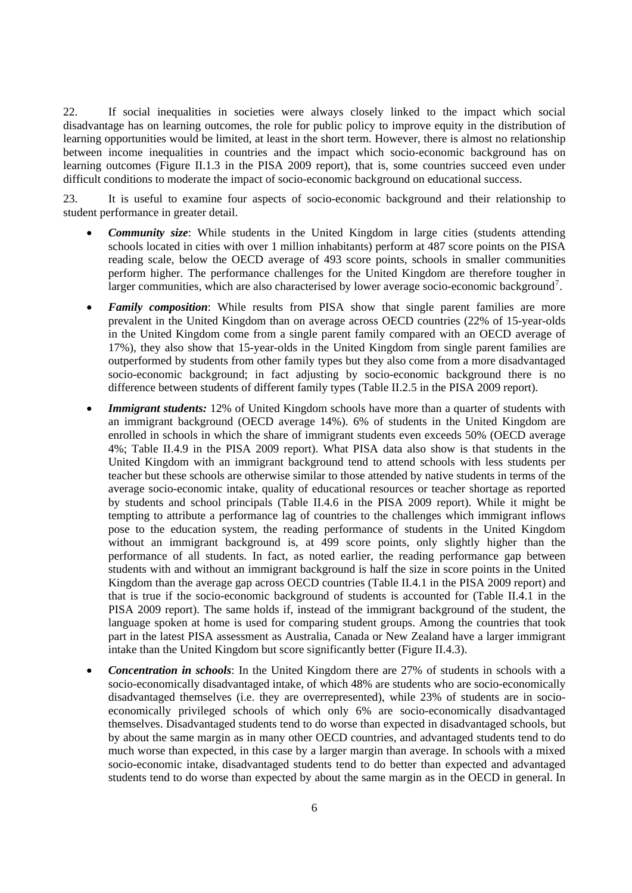22. If social inequalities in societies were always closely linked to the impact which social disadvantage has on learning outcomes, the role for public policy to improve equity in the distribution of learning opportunities would be limited, at least in the short term. However, there is almost no relationship between income inequalities in countries and the impact which socio-economic background has on learning outcomes (Figure II.1.3 in the PISA 2009 report), that is, some countries succeed even under difficult conditions to moderate the impact of socio-economic background on educational success.

23. It is useful to examine four aspects of socio-economic background and their relationship to student performance in greater detail.

- ***Community size***: While students in the United Kingdom in large cities (students attending schools located in cities with over 1 million inhabitants) perform at 487 score points on the PISA reading scale, below the OECD average of 493 score points, schools in smaller communities perform higher. The performance challenges for the United Kingdom are therefore tougher in larger communities, which are also characterised by lower average socio-economic background[7].
- ***Family composition***: While results from PISA show that single parent families are more prevalent in the United Kingdom than on average across OECD countries (22% of 15-year-olds in the United Kingdom come from a single parent family compared with an OECD average of 17%), they also show that 15-year-olds in the United Kingdom from single parent families are outperformed by students from other family types but they also come from a more disadvantaged socio-economic background; in fact adjusting by socio-economic background there is no difference between students of different family types (Table II.2.5 in the PISA 2009 report).
- ***Immigrant students:*** 12% of United Kingdom schools have more than a quarter of students with an immigrant background (OECD average 14%). 6% of students in the United Kingdom are enrolled in schools in which the share of immigrant students even exceeds 50% (OECD average 4%; Table II.4.9 in the PISA 2009 report). What PISA data also show is that students in the United Kingdom with an immigrant background tend to attend schools with less students per teacher but these schools are otherwise similar to those attended by native students in terms of the average socio-economic intake, quality of educational resources or teacher shortage as reported by students and school principals (Table II.4.6 in the PISA 2009 report). While it might be tempting to attribute a performance lag of countries to the challenges which immigrant inflows pose to the education system, the reading performance of students in the United Kingdom without an immigrant background is, at 499 score points, only slightly higher than the performance of all students. In fact, as noted earlier, the reading performance gap between students with and without an immigrant background is half the size in score points in the United Kingdom than the average gap across OECD countries (Table II.4.1 in the PISA 2009 report) and that is true if the socio-economic background of students is accounted for (Table II.4.1 in the PISA 2009 report). The same holds if, instead of the immigrant background of the student, the language spoken at home is used for comparing student groups. Among the countries that took part in the latest PISA assessment as Australia, Canada or New Zealand have a larger immigrant intake than the United Kingdom but score significantly better (Figure II.4.3).
- ***Concentration in schools***: In the United Kingdom there are 27% of students in schools with a socio-economically disadvantaged intake, of which 48% are students who are socio-economically disadvantaged themselves (i.e. they are overrepresented), while 23% of students are in socio-economically privileged schools of which only 6% are socio-economically disadvantaged themselves. Disadvantaged students tend to do worse than expected in disadvantaged schools, but by about the same margin as in many other OECD countries, and advantaged students tend to do much worse than expected, in this case by a larger margin than average. In schools with a mixed socio-economic intake, disadvantaged students tend to do better than expected and advantaged students tend to do worse than expected by about the same margin as in the OECD in general. In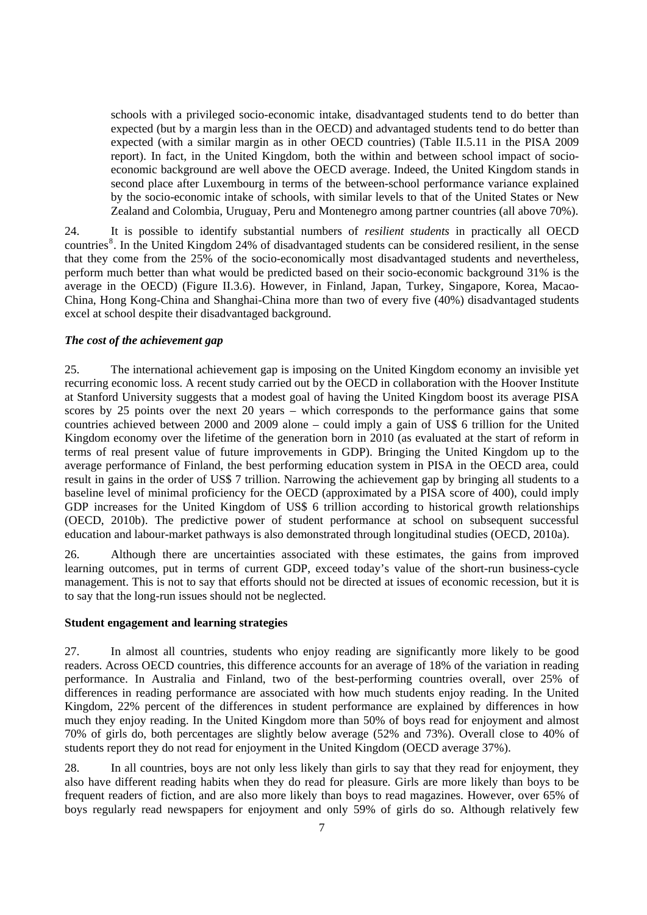schools with a privileged socio-economic intake, disadvantaged students tend to do better than expected (but by a margin less than in the OECD) and advantaged students tend to do better than expected (with a similar margin as in other OECD countries) (Table II.5.11 in the PISA 2009 report). In fact, in the United Kingdom, both the within and between school impact of socio-economic background are well above the OECD average. Indeed, the United Kingdom stands in second place after Luxembourg in terms of the between-school performance variance explained by the socio-economic intake of schools, with similar levels to that of the United States or New Zealand and Colombia, Uruguay, Peru and Montenegro among partner countries (all above 70%).

24. It is possible to identify substantial numbers of *resilient students* in practically all OECD countries[8]. In the United Kingdom 24% of disadvantaged students can be considered resilient, in the sense that they come from the 25% of the socio-economically most disadvantaged students and nevertheless, perform much better than what would be predicted based on their socio-economic background 31% is the average in the OECD) (Figure II.3.6). However, in Finland, Japan, Turkey, Singapore, Korea, Macao-China, Hong Kong-China and Shanghai-China more than two of every five (40%) disadvantaged students excel at school despite their disadvantaged background.

### *The cost of the achievement gap*

25. The international achievement gap is imposing on the United Kingdom economy an invisible yet recurring economic loss. A recent study carried out by the OECD in collaboration with the Hoover Institute at Stanford University suggests that a modest goal of having the United Kingdom boost its average PISA scores by 25 points over the next 20 years – which corresponds to the performance gains that some countries achieved between 2000 and 2009 alone – could imply a gain of US$ 6 trillion for the United Kingdom economy over the lifetime of the generation born in 2010 (as evaluated at the start of reform in terms of real present value of future improvements in GDP). Bringing the United Kingdom up to the average performance of Finland, the best performing education system in PISA in the OECD area, could result in gains in the order of US$ 7 trillion. Narrowing the achievement gap by bringing all students to a baseline level of minimal proficiency for the OECD (approximated by a PISA score of 400), could imply GDP increases for the United Kingdom of US$ 6 trillion according to historical growth relationships (OECD, 2010b). The predictive power of student performance at school on subsequent successful education and labour-market pathways is also demonstrated through longitudinal studies (OECD, 2010a).

26. Although there are uncertainties associated with these estimates, the gains from improved learning outcomes, put in terms of current GDP, exceed today's value of the short-run business-cycle management. This is not to say that efforts should not be directed at issues of economic recession, but it is to say that the long-run issues should not be neglected.

### Student engagement and learning strategies

27. In almost all countries, students who enjoy reading are significantly more likely to be good readers. Across OECD countries, this difference accounts for an average of 18% of the variation in reading performance. In Australia and Finland, two of the best-performing countries overall, over 25% of differences in reading performance are associated with how much students enjoy reading. In the United Kingdom, 22% percent of the differences in student performance are explained by differences in how much they enjoy reading. In the United Kingdom more than 50% of boys read for enjoyment and almost 70% of girls do, both percentages are slightly below average (52% and 73%). Overall close to 40% of students report they do not read for enjoyment in the United Kingdom (OECD average 37%).

28. In all countries, boys are not only less likely than girls to say that they read for enjoyment, they also have different reading habits when they do read for pleasure. Girls are more likely than boys to be frequent readers of fiction, and are also more likely than boys to read magazines. However, over 65% of boys regularly read newspapers for enjoyment and only 59% of girls do so. Although relatively few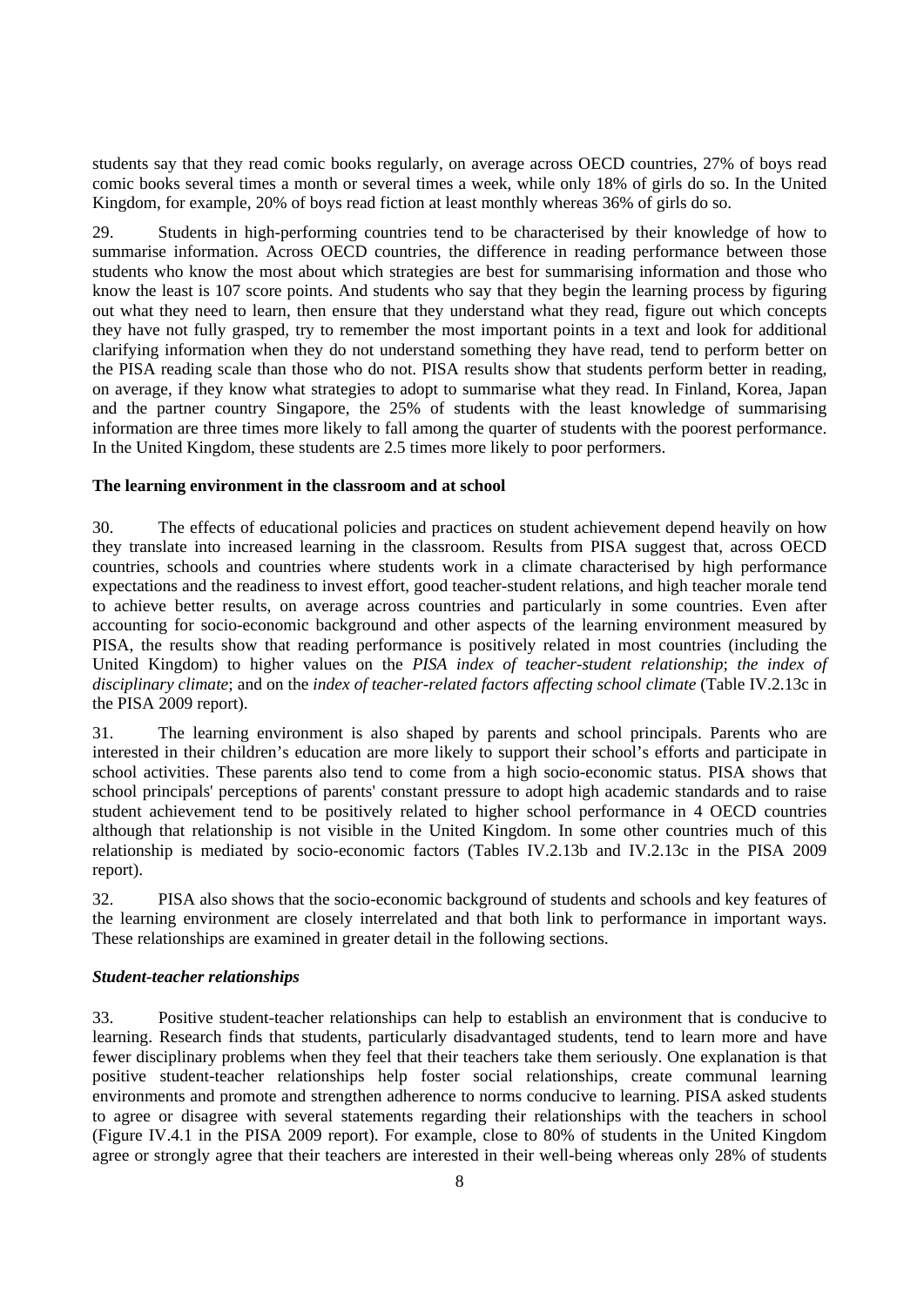students say that they read comic books regularly, on average across OECD countries, 27% of boys read comic books several times a month or several times a week, while only 18% of girls do so. In the United Kingdom, for example, 20% of boys read fiction at least monthly whereas 36% of girls do so.

29. Students in high-performing countries tend to be characterised by their knowledge of how to summarise information. Across OECD countries, the difference in reading performance between those students who know the most about which strategies are best for summarising information and those who know the least is 107 score points. And students who say that they begin the learning process by figuring out what they need to learn, then ensure that they understand what they read, figure out which concepts they have not fully grasped, try to remember the most important points in a text and look for additional clarifying information when they do not understand something they have read, tend to perform better on the PISA reading scale than those who do not. PISA results show that students perform better in reading, on average, if they know what strategies to adopt to summarise what they read. In Finland, Korea, Japan and the partner country Singapore, the 25% of students with the least knowledge of summarising information are three times more likely to fall among the quarter of students with the poorest performance. In the United Kingdom, these students are 2.5 times more likely to poor performers.

**The learning environment in the classroom and at school**

30. The effects of educational policies and practices on student achievement depend heavily on how they translate into increased learning in the classroom. Results from PISA suggest that, across OECD countries, schools and countries where students work in a climate characterised by high performance expectations and the readiness to invest effort, good teacher-student relations, and high teacher morale tend to achieve better results, on average across countries and particularly in some countries. Even after accounting for socio-economic background and other aspects of the learning environment measured by PISA, the results show that reading performance is positively related in most countries (including the United Kingdom) to higher values on the *PISA index of teacher-student relationship*; *the index of disciplinary climate*; and on the *index of teacher-related factors affecting school climate* (Table IV.2.13c in the PISA 2009 report).

31. The learning environment is also shaped by parents and school principals. Parents who are interested in their children's education are more likely to support their school's efforts and participate in school activities. These parents also tend to come from a high socio-economic status. PISA shows that school principals' perceptions of parents' constant pressure to adopt high academic standards and to raise student achievement tend to be positively related to higher school performance in 4 OECD countries although that relationship is not visible in the United Kingdom. In some other countries much of this relationship is mediated by socio-economic factors (Tables IV.2.13b and IV.2.13c in the PISA 2009 report).

32. PISA also shows that the socio-economic background of students and schools and key features of the learning environment are closely interrelated and that both link to performance in important ways. These relationships are examined in greater detail in the following sections.

***Student-teacher relationships***

33. Positive student-teacher relationships can help to establish an environment that is conducive to learning. Research finds that students, particularly disadvantaged students, tend to learn more and have fewer disciplinary problems when they feel that their teachers take them seriously. One explanation is that positive student-teacher relationships help foster social relationships, create communal learning environments and promote and strengthen adherence to norms conducive to learning. PISA asked students to agree or disagree with several statements regarding their relationships with the teachers in school (Figure IV.4.1 in the PISA 2009 report). For example, close to 80% of students in the United Kingdom agree or strongly agree that their teachers are interested in their well-being whereas only 28% of students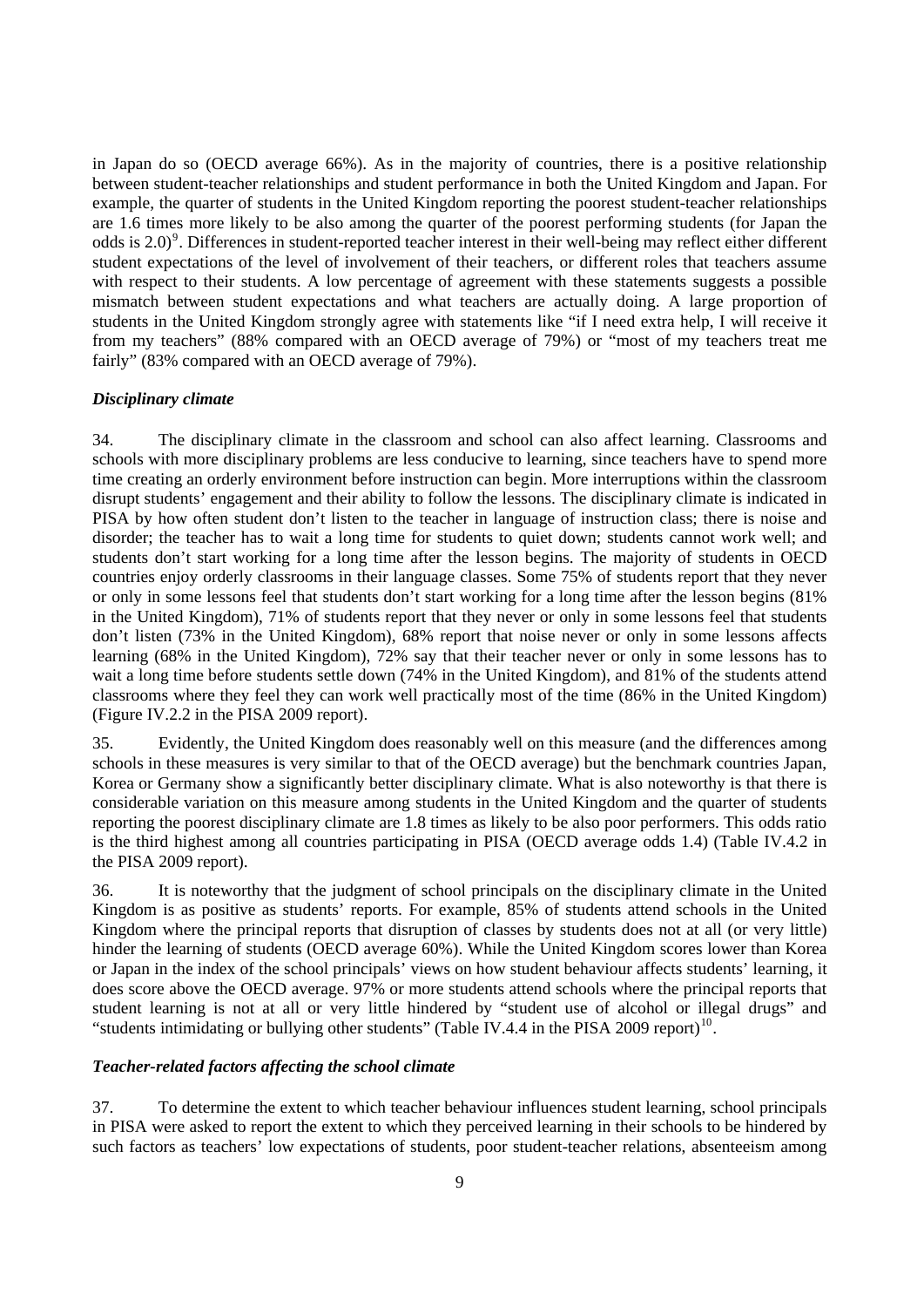in Japan do so (OECD average 66%). As in the majority of countries, there is a positive relationship between student-teacher relationships and student performance in both the United Kingdom and Japan. For example, the quarter of students in the United Kingdom reporting the poorest student-teacher relationships are 1.6 times more likely to be also among the quarter of the poorest performing students (for Japan the odds is 2.0)[9]. Differences in student-reported teacher interest in their well-being may reflect either different student expectations of the level of involvement of their teachers, or different roles that teachers assume with respect to their students. A low percentage of agreement with these statements suggests a possible mismatch between student expectations and what teachers are actually doing. A large proportion of students in the United Kingdom strongly agree with statements like "if I need extra help, I will receive it from my teachers" (88% compared with an OECD average of 79%) or "most of my teachers treat me fairly" (83% compared with an OECD average of 79%).

### *Disciplinary climate*

34. The disciplinary climate in the classroom and school can also affect learning. Classrooms and schools with more disciplinary problems are less conducive to learning, since teachers have to spend more time creating an orderly environment before instruction can begin. More interruptions within the classroom disrupt students' engagement and their ability to follow the lessons. The disciplinary climate is indicated in PISA by how often student don't listen to the teacher in language of instruction class; there is noise and disorder; the teacher has to wait a long time for students to quiet down; students cannot work well; and students don't start working for a long time after the lesson begins. The majority of students in OECD countries enjoy orderly classrooms in their language classes. Some 75% of students report that they never or only in some lessons feel that students don't start working for a long time after the lesson begins (81% in the United Kingdom), 71% of students report that they never or only in some lessons feel that students don't listen (73% in the United Kingdom), 68% report that noise never or only in some lessons affects learning (68% in the United Kingdom), 72% say that their teacher never or only in some lessons has to wait a long time before students settle down (74% in the United Kingdom), and 81% of the students attend classrooms where they feel they can work well practically most of the time (86% in the United Kingdom) (Figure IV.2.2 in the PISA 2009 report).

35. Evidently, the United Kingdom does reasonably well on this measure (and the differences among schools in these measures is very similar to that of the OECD average) but the benchmark countries Japan, Korea or Germany show a significantly better disciplinary climate. What is also noteworthy is that there is considerable variation on this measure among students in the United Kingdom and the quarter of students reporting the poorest disciplinary climate are 1.8 times as likely to be also poor performers. This odds ratio is the third highest among all countries participating in PISA (OECD average odds 1.4) (Table IV.4.2 in the PISA 2009 report).

36. It is noteworthy that the judgment of school principals on the disciplinary climate in the United Kingdom is as positive as students' reports. For example, 85% of students attend schools in the United Kingdom where the principal reports that disruption of classes by students does not at all (or very little) hinder the learning of students (OECD average 60%). While the United Kingdom scores lower than Korea or Japan in the index of the school principals' views on how student behaviour affects students' learning, it does score above the OECD average. 97% or more students attend schools where the principal reports that student learning is not at all or very little hindered by "student use of alcohol or illegal drugs" and "students intimidating or bullying other students" (Table IV.4.4 in the PISA 2009 report)[10].

### *Teacher-related factors affecting the school climate*

37. To determine the extent to which teacher behaviour influences student learning, school principals in PISA were asked to report the extent to which they perceived learning in their schools to be hindered by such factors as teachers' low expectations of students, poor student-teacher relations, absenteeism among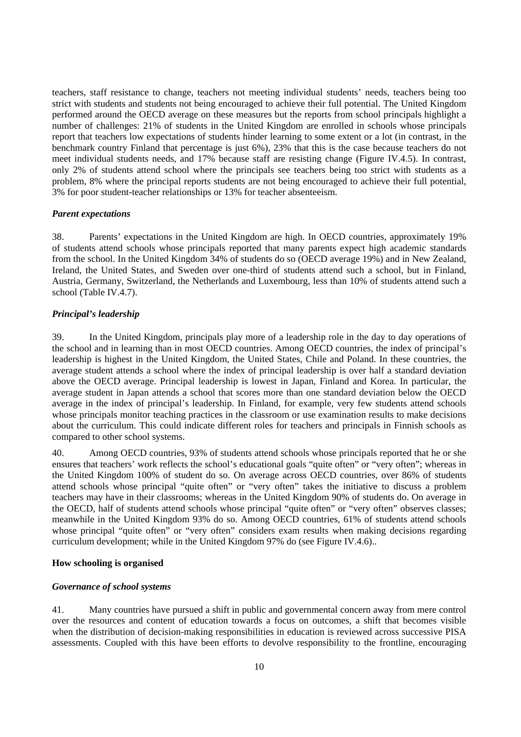teachers, staff resistance to change, teachers not meeting individual students' needs, teachers being too strict with students and students not being encouraged to achieve their full potential. The United Kingdom performed around the OECD average on these measures but the reports from school principals highlight a number of challenges: 21% of students in the United Kingdom are enrolled in schools whose principals report that teachers low expectations of students hinder learning to some extent or a lot (in contrast, in the benchmark country Finland that percentage is just 6%), 23% that this is the case because teachers do not meet individual students needs, and 17% because staff are resisting change (Figure IV.4.5). In contrast, only 2% of students attend school where the principals see teachers being too strict with students as a problem, 8% where the principal reports students are not being encouraged to achieve their full potential, 3% for poor student-teacher relationships or 13% for teacher absenteeism.

### *Parent expectations*

38. Parents' expectations in the United Kingdom are high. In OECD countries, approximately 19% of students attend schools whose principals reported that many parents expect high academic standards from the school. In the United Kingdom 34% of students do so (OECD average 19%) and in New Zealand, Ireland, the United States, and Sweden over one-third of students attend such a school, but in Finland, Austria, Germany, Switzerland, the Netherlands and Luxembourg, less than 10% of students attend such a school (Table IV.4.7).

### *Principal's leadership*

39. In the United Kingdom, principals play more of a leadership role in the day to day operations of the school and in learning than in most OECD countries. Among OECD countries, the index of principal's leadership is highest in the United Kingdom, the United States, Chile and Poland. In these countries, the average student attends a school where the index of principal leadership is over half a standard deviation above the OECD average. Principal leadership is lowest in Japan, Finland and Korea. In particular, the average student in Japan attends a school that scores more than one standard deviation below the OECD average in the index of principal's leadership. In Finland, for example, very few students attend schools whose principals monitor teaching practices in the classroom or use examination results to make decisions about the curriculum. This could indicate different roles for teachers and principals in Finnish schools as compared to other school systems.

40. Among OECD countries, 93% of students attend schools whose principals reported that he or she ensures that teachers' work reflects the school's educational goals "quite often" or "very often"; whereas in the United Kingdom 100% of student do so. On average across OECD countries, over 86% of students attend schools whose principal "quite often" or "very often" takes the initiative to discuss a problem teachers may have in their classrooms; whereas in the United Kingdom 90% of students do. On average in the OECD, half of students attend schools whose principal "quite often" or "very often" observes classes; meanwhile in the United Kingdom 93% do so. Among OECD countries, 61% of students attend schools whose principal "quite often" or "very often" considers exam results when making decisions regarding curriculum development; while in the United Kingdom 97% do (see Figure IV.4.6)..

## **How schooling is organised**

### *Governance of school systems*

41. Many countries have pursued a shift in public and governmental concern away from mere control over the resources and content of education towards a focus on outcomes, a shift that becomes visible when the distribution of decision-making responsibilities in education is reviewed across successive PISA assessments. Coupled with this have been efforts to devolve responsibility to the frontline, encouraging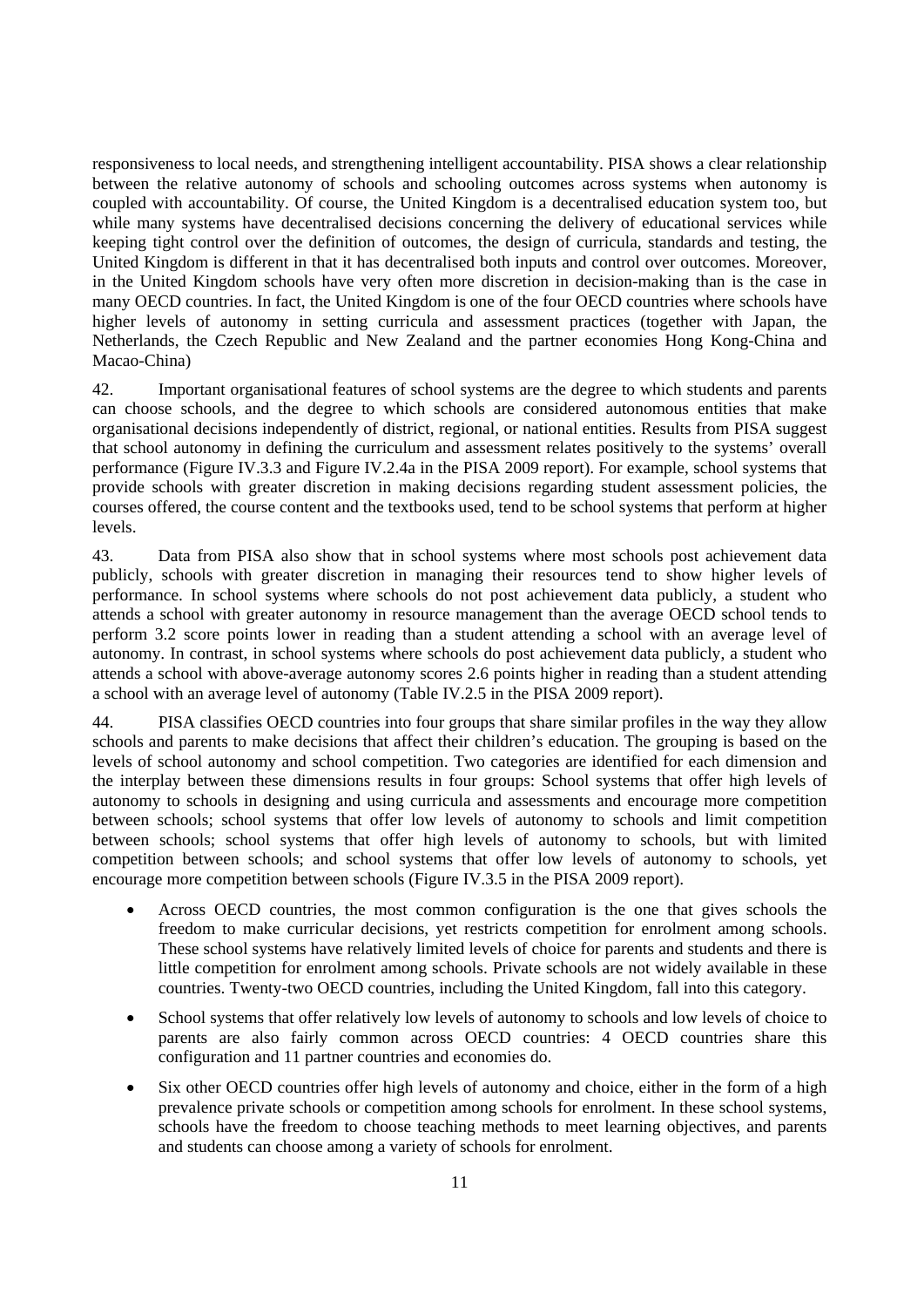responsiveness to local needs, and strengthening intelligent accountability. PISA shows a clear relationship between the relative autonomy of schools and schooling outcomes across systems when autonomy is coupled with accountability. Of course, the United Kingdom is a decentralised education system too, but while many systems have decentralised decisions concerning the delivery of educational services while keeping tight control over the definition of outcomes, the design of curricula, standards and testing, the United Kingdom is different in that it has decentralised both inputs and control over outcomes. Moreover, in the United Kingdom schools have very often more discretion in decision-making than is the case in many OECD countries. In fact, the United Kingdom is one of the four OECD countries where schools have higher levels of autonomy in setting curricula and assessment practices (together with Japan, the Netherlands, the Czech Republic and New Zealand and the partner economies Hong Kong-China and Macao-China)

42. Important organisational features of school systems are the degree to which students and parents can choose schools, and the degree to which schools are considered autonomous entities that make organisational decisions independently of district, regional, or national entities. Results from PISA suggest that school autonomy in defining the curriculum and assessment relates positively to the systems' overall performance (Figure IV.3.3 and Figure IV.2.4a in the PISA 2009 report). For example, school systems that provide schools with greater discretion in making decisions regarding student assessment policies, the courses offered, the course content and the textbooks used, tend to be school systems that perform at higher levels.

43. Data from PISA also show that in school systems where most schools post achievement data publicly, schools with greater discretion in managing their resources tend to show higher levels of performance. In school systems where schools do not post achievement data publicly, a student who attends a school with greater autonomy in resource management than the average OECD school tends to perform 3.2 score points lower in reading than a student attending a school with an average level of autonomy. In contrast, in school systems where schools do post achievement data publicly, a student who attends a school with above-average autonomy scores 2.6 points higher in reading than a student attending a school with an average level of autonomy (Table IV.2.5 in the PISA 2009 report).

44. PISA classifies OECD countries into four groups that share similar profiles in the way they allow schools and parents to make decisions that affect their children's education. The grouping is based on the levels of school autonomy and school competition. Two categories are identified for each dimension and the interplay between these dimensions results in four groups: School systems that offer high levels of autonomy to schools in designing and using curricula and assessments and encourage more competition between schools; school systems that offer low levels of autonomy to schools and limit competition between schools; school systems that offer high levels of autonomy to schools, but with limited competition between schools; and school systems that offer low levels of autonomy to schools, yet encourage more competition between schools (Figure IV.3.5 in the PISA 2009 report).

- Across OECD countries, the most common configuration is the one that gives schools the freedom to make curricular decisions, yet restricts competition for enrolment among schools. These school systems have relatively limited levels of choice for parents and students and there is little competition for enrolment among schools. Private schools are not widely available in these countries. Twenty-two OECD countries, including the United Kingdom, fall into this category.
- School systems that offer relatively low levels of autonomy to schools and low levels of choice to parents are also fairly common across OECD countries: 4 OECD countries share this configuration and 11 partner countries and economies do.
- Six other OECD countries offer high levels of autonomy and choice, either in the form of a high prevalence private schools or competition among schools for enrolment. In these school systems, schools have the freedom to choose teaching methods to meet learning objectives, and parents and students can choose among a variety of schools for enrolment.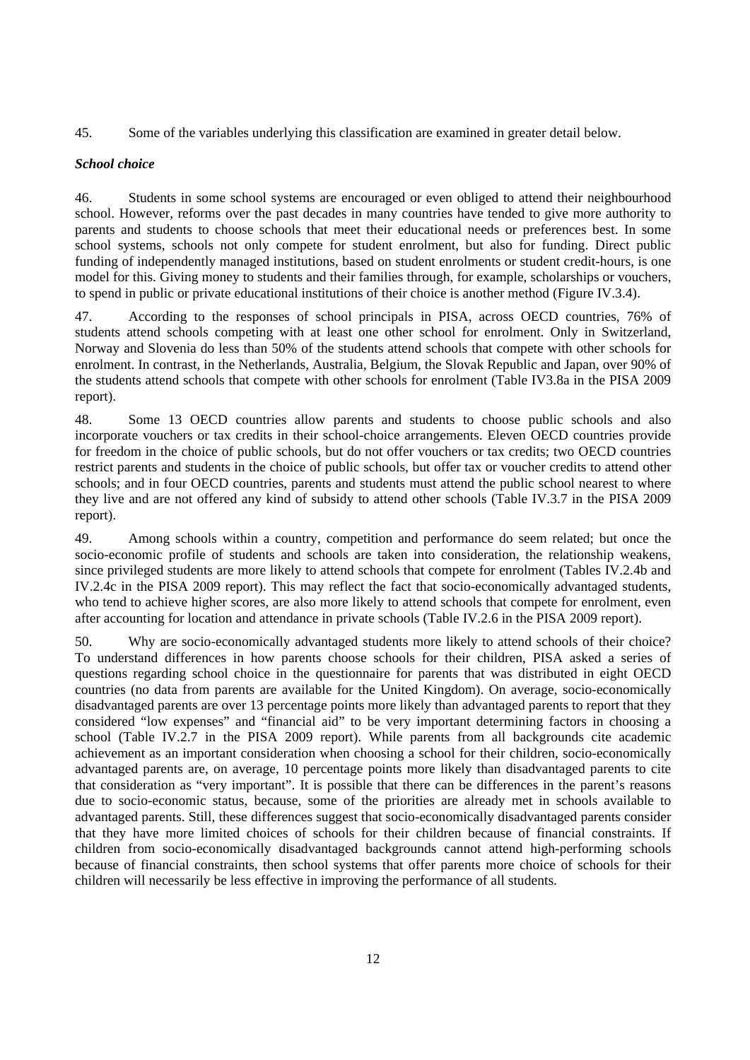45. Some of the variables underlying this classification are examined in greater detail below.

### *School choice*

46. Students in some school systems are encouraged or even obliged to attend their neighbourhood school. However, reforms over the past decades in many countries have tended to give more authority to parents and students to choose schools that meet their educational needs or preferences best. In some school systems, schools not only compete for student enrolment, but also for funding. Direct public funding of independently managed institutions, based on student enrolments or student credit-hours, is one model for this. Giving money to students and their families through, for example, scholarships or vouchers, to spend in public or private educational institutions of their choice is another method (Figure IV.3.4).

47. According to the responses of school principals in PISA, across OECD countries, 76% of students attend schools competing with at least one other school for enrolment. Only in Switzerland, Norway and Slovenia do less than 50% of the students attend schools that compete with other schools for enrolment. In contrast, in the Netherlands, Australia, Belgium, the Slovak Republic and Japan, over 90% of the students attend schools that compete with other schools for enrolment (Table IV3.8a in the PISA 2009 report).

48. Some 13 OECD countries allow parents and students to choose public schools and also incorporate vouchers or tax credits in their school-choice arrangements. Eleven OECD countries provide for freedom in the choice of public schools, but do not offer vouchers or tax credits; two OECD countries restrict parents and students in the choice of public schools, but offer tax or voucher credits to attend other schools; and in four OECD countries, parents and students must attend the public school nearest to where they live and are not offered any kind of subsidy to attend other schools (Table IV.3.7 in the PISA 2009 report).

49. Among schools within a country, competition and performance do seem related; but once the socio-economic profile of students and schools are taken into consideration, the relationship weakens, since privileged students are more likely to attend schools that compete for enrolment (Tables IV.2.4b and IV.2.4c in the PISA 2009 report). This may reflect the fact that socio-economically advantaged students, who tend to achieve higher scores, are also more likely to attend schools that compete for enrolment, even after accounting for location and attendance in private schools (Table IV.2.6 in the PISA 2009 report).

50. Why are socio-economically advantaged students more likely to attend schools of their choice? To understand differences in how parents choose schools for their children, PISA asked a series of questions regarding school choice in the questionnaire for parents that was distributed in eight OECD countries (no data from parents are available for the United Kingdom). On average, socio-economically disadvantaged parents are over 13 percentage points more likely than advantaged parents to report that they considered "low expenses" and "financial aid" to be very important determining factors in choosing a school (Table IV.2.7 in the PISA 2009 report). While parents from all backgrounds cite academic achievement as an important consideration when choosing a school for their children, socio-economically advantaged parents are, on average, 10 percentage points more likely than disadvantaged parents to cite that consideration as "very important". It is possible that there can be differences in the parent's reasons due to socio-economic status, because, some of the priorities are already met in schools available to advantaged parents. Still, these differences suggest that socio-economically disadvantaged parents consider that they have more limited choices of schools for their children because of financial constraints. If children from socio-economically disadvantaged backgrounds cannot attend high-performing schools because of financial constraints, then school systems that offer parents more choice of schools for their children will necessarily be less effective in improving the performance of all students.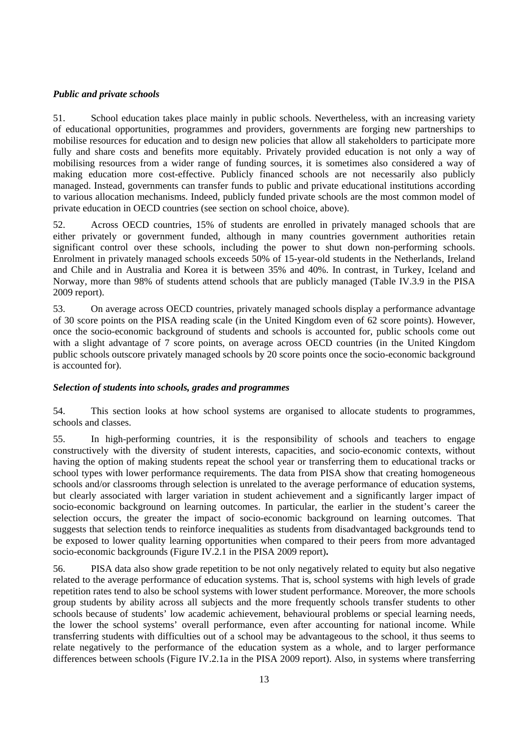### *Public and private schools*

51. School education takes place mainly in public schools. Nevertheless, with an increasing variety of educational opportunities, programmes and providers, governments are forging new partnerships to mobilise resources for education and to design new policies that allow all stakeholders to participate more fully and share costs and benefits more equitably. Privately provided education is not only a way of mobilising resources from a wider range of funding sources, it is sometimes also considered a way of making education more cost-effective. Publicly financed schools are not necessarily also publicly managed. Instead, governments can transfer funds to public and private educational institutions according to various allocation mechanisms. Indeed, publicly funded private schools are the most common model of private education in OECD countries (see section on school choice, above).

52. Across OECD countries, 15% of students are enrolled in privately managed schools that are either privately or government funded, although in many countries government authorities retain significant control over these schools, including the power to shut down non-performing schools. Enrolment in privately managed schools exceeds 50% of 15-year-old students in the Netherlands, Ireland and Chile and in Australia and Korea it is between 35% and 40%. In contrast, in Turkey, Iceland and Norway, more than 98% of students attend schools that are publicly managed (Table IV.3.9 in the PISA 2009 report).

53. On average across OECD countries, privately managed schools display a performance advantage of 30 score points on the PISA reading scale (in the United Kingdom even of 62 score points). However, once the socio-economic background of students and schools is accounted for, public schools come out with a slight advantage of 7 score points, on average across OECD countries (in the United Kingdom public schools outscore privately managed schools by 20 score points once the socio-economic background is accounted for).

### *Selection of students into schools, grades and programmes*

54. This section looks at how school systems are organised to allocate students to programmes, schools and classes.

55. In high-performing countries, it is the responsibility of schools and teachers to engage constructively with the diversity of student interests, capacities, and socio-economic contexts, without having the option of making students repeat the school year or transferring them to educational tracks or school types with lower performance requirements. The data from PISA show that creating homogeneous schools and/or classrooms through selection is unrelated to the average performance of education systems, but clearly associated with larger variation in student achievement and a significantly larger impact of socio-economic background on learning outcomes. In particular, the earlier in the student's career the selection occurs, the greater the impact of socio-economic background on learning outcomes. That suggests that selection tends to reinforce inequalities as students from disadvantaged backgrounds tend to be exposed to lower quality learning opportunities when compared to their peers from more advantaged socio-economic backgrounds (Figure IV.2.1 in the PISA 2009 report)**.**

56. PISA data also show grade repetition to be not only negatively related to equity but also negative related to the average performance of education systems. That is, school systems with high levels of grade repetition rates tend to also be school systems with lower student performance. Moreover, the more schools group students by ability across all subjects and the more frequently schools transfer students to other schools because of students' low academic achievement, behavioural problems or special learning needs, the lower the school systems' overall performance, even after accounting for national income. While transferring students with difficulties out of a school may be advantageous to the school, it thus seems to relate negatively to the performance of the education system as a whole, and to larger performance differences between schools (Figure IV.2.1a in the PISA 2009 report). Also, in systems where transferring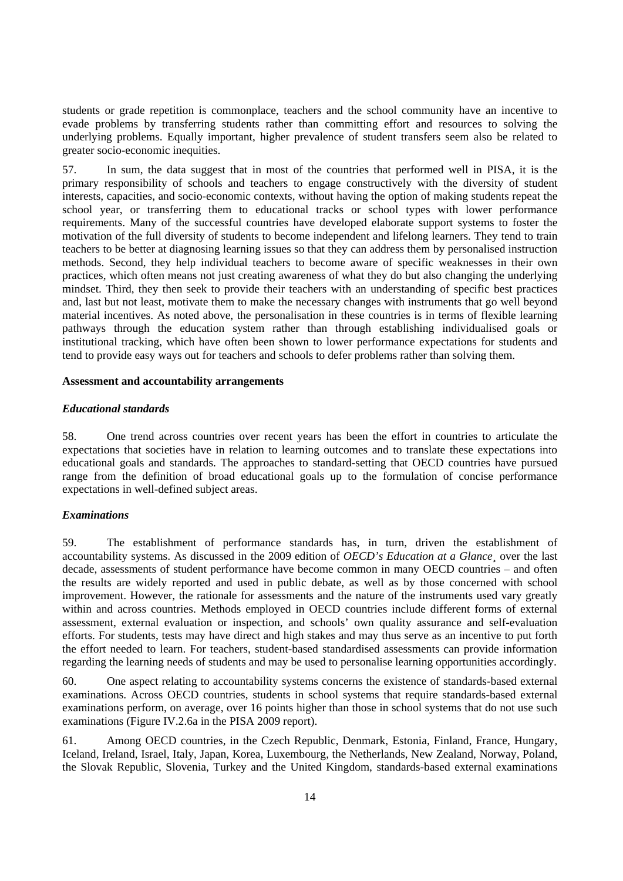students or grade repetition is commonplace, teachers and the school community have an incentive to evade problems by transferring students rather than committing effort and resources to solving the underlying problems. Equally important, higher prevalence of student transfers seem also be related to greater socio-economic inequities.

57. In sum, the data suggest that in most of the countries that performed well in PISA, it is the primary responsibility of schools and teachers to engage constructively with the diversity of student interests, capacities, and socio-economic contexts, without having the option of making students repeat the school year, or transferring them to educational tracks or school types with lower performance requirements. Many of the successful countries have developed elaborate support systems to foster the motivation of the full diversity of students to become independent and lifelong learners. They tend to train teachers to be better at diagnosing learning issues so that they can address them by personalised instruction methods. Second, they help individual teachers to become aware of specific weaknesses in their own practices, which often means not just creating awareness of what they do but also changing the underlying mindset. Third, they then seek to provide their teachers with an understanding of specific best practices and, last but not least, motivate them to make the necessary changes with instruments that go well beyond material incentives. As noted above, the personalisation in these countries is in terms of flexible learning pathways through the education system rather than through establishing individualised goals or institutional tracking, which have often been shown to lower performance expectations for students and tend to provide easy ways out for teachers and schools to defer problems rather than solving them.

**Assessment and accountability arrangements**

***Educational standards***

58. One trend across countries over recent years has been the effort in countries to articulate the expectations that societies have in relation to learning outcomes and to translate these expectations into educational goals and standards. The approaches to standard-setting that OECD countries have pursued range from the definition of broad educational goals up to the formulation of concise performance expectations in well-defined subject areas.

***Examinations***

59. The establishment of performance standards has, in turn, driven the establishment of accountability systems. As discussed in the 2009 edition of *OECD's Education at a Glance*¸ over the last decade, assessments of student performance have become common in many OECD countries – and often the results are widely reported and used in public debate, as well as by those concerned with school improvement. However, the rationale for assessments and the nature of the instruments used vary greatly within and across countries. Methods employed in OECD countries include different forms of external assessment, external evaluation or inspection, and schools' own quality assurance and self-evaluation efforts. For students, tests may have direct and high stakes and may thus serve as an incentive to put forth the effort needed to learn. For teachers, student-based standardised assessments can provide information regarding the learning needs of students and may be used to personalise learning opportunities accordingly.

60. One aspect relating to accountability systems concerns the existence of standards-based external examinations. Across OECD countries, students in school systems that require standards-based external examinations perform, on average, over 16 points higher than those in school systems that do not use such examinations (Figure IV.2.6a in the PISA 2009 report).

61. Among OECD countries, in the Czech Republic, Denmark, Estonia, Finland, France, Hungary, Iceland, Ireland, Israel, Italy, Japan, Korea, Luxembourg, the Netherlands, New Zealand, Norway, Poland, the Slovak Republic, Slovenia, Turkey and the United Kingdom, standards-based external examinations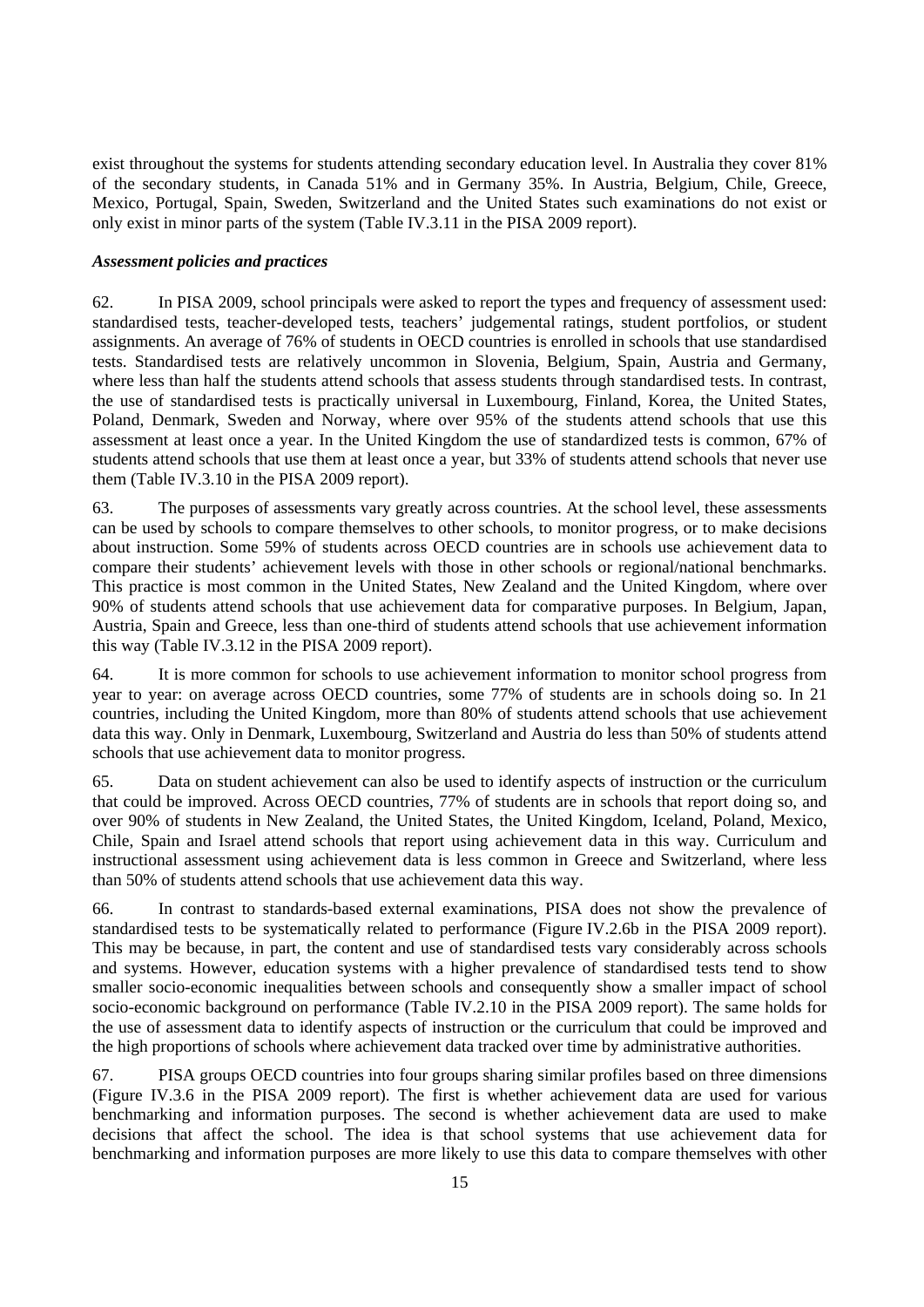exist throughout the systems for students attending secondary education level. In Australia they cover 81% of the secondary students, in Canada 51% and in Germany 35%. In Austria, Belgium, Chile, Greece, Mexico, Portugal, Spain, Sweden, Switzerland and the United States such examinations do not exist or only exist in minor parts of the system (Table IV.3.11 in the PISA 2009 report).

***Assessment policies and practices***

62. In PISA 2009, school principals were asked to report the types and frequency of assessment used: standardised tests, teacher-developed tests, teachers' judgemental ratings, student portfolios, or student assignments. An average of 76% of students in OECD countries is enrolled in schools that use standardised tests. Standardised tests are relatively uncommon in Slovenia, Belgium, Spain, Austria and Germany, where less than half the students attend schools that assess students through standardised tests. In contrast, the use of standardised tests is practically universal in Luxembourg, Finland, Korea, the United States, Poland, Denmark, Sweden and Norway, where over 95% of the students attend schools that use this assessment at least once a year. In the United Kingdom the use of standardized tests is common, 67% of students attend schools that use them at least once a year, but 33% of students attend schools that never use them (Table IV.3.10 in the PISA 2009 report).

63. The purposes of assessments vary greatly across countries. At the school level, these assessments can be used by schools to compare themselves to other schools, to monitor progress, or to make decisions about instruction. Some 59% of students across OECD countries are in schools use achievement data to compare their students' achievement levels with those in other schools or regional/national benchmarks. This practice is most common in the United States, New Zealand and the United Kingdom, where over 90% of students attend schools that use achievement data for comparative purposes. In Belgium, Japan, Austria, Spain and Greece, less than one-third of students attend schools that use achievement information this way (Table IV.3.12 in the PISA 2009 report).

64. It is more common for schools to use achievement information to monitor school progress from year to year: on average across OECD countries, some 77% of students are in schools doing so. In 21 countries, including the United Kingdom, more than 80% of students attend schools that use achievement data this way. Only in Denmark, Luxembourg, Switzerland and Austria do less than 50% of students attend schools that use achievement data to monitor progress.

65. Data on student achievement can also be used to identify aspects of instruction or the curriculum that could be improved. Across OECD countries, 77% of students are in schools that report doing so, and over 90% of students in New Zealand, the United States, the United Kingdom, Iceland, Poland, Mexico, Chile, Spain and Israel attend schools that report using achievement data in this way. Curriculum and instructional assessment using achievement data is less common in Greece and Switzerland, where less than 50% of students attend schools that use achievement data this way.

66. In contrast to standards-based external examinations, PISA does not show the prevalence of standardised tests to be systematically related to performance (Figure IV.2.6b in the PISA 2009 report). This may be because, in part, the content and use of standardised tests vary considerably across schools and systems. However, education systems with a higher prevalence of standardised tests tend to show smaller socio-economic inequalities between schools and consequently show a smaller impact of school socio-economic background on performance (Table IV.2.10 in the PISA 2009 report). The same holds for the use of assessment data to identify aspects of instruction or the curriculum that could be improved and the high proportions of schools where achievement data tracked over time by administrative authorities.

67. PISA groups OECD countries into four groups sharing similar profiles based on three dimensions (Figure IV.3.6 in the PISA 2009 report). The first is whether achievement data are used for various benchmarking and information purposes. The second is whether achievement data are used to make decisions that affect the school. The idea is that school systems that use achievement data for benchmarking and information purposes are more likely to use this data to compare themselves with other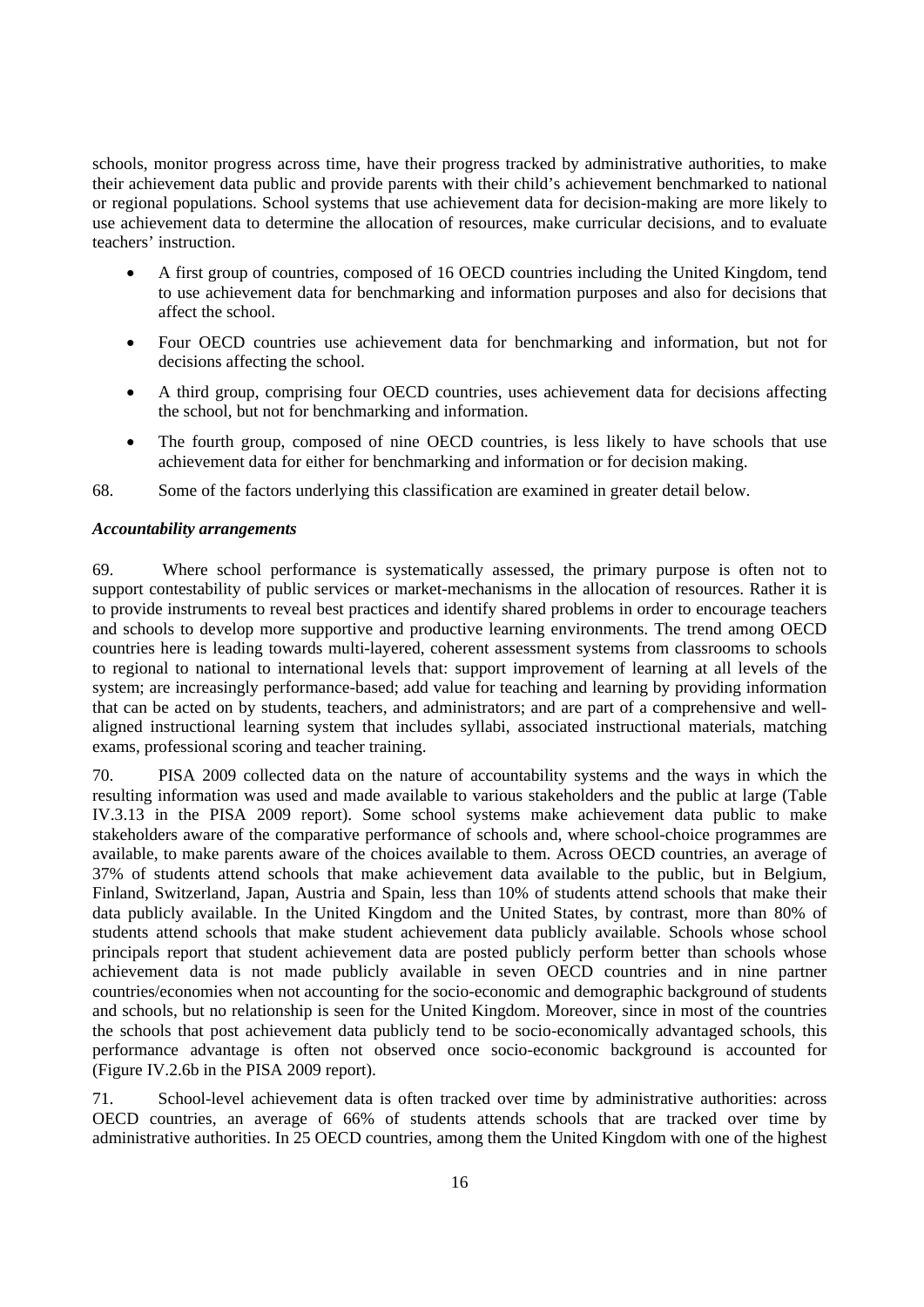schools, monitor progress across time, have their progress tracked by administrative authorities, to make their achievement data public and provide parents with their child's achievement benchmarked to national or regional populations. School systems that use achievement data for decision-making are more likely to use achievement data to determine the allocation of resources, make curricular decisions, and to evaluate teachers' instruction.

- A first group of countries, composed of 16 OECD countries including the United Kingdom, tend to use achievement data for benchmarking and information purposes and also for decisions that affect the school.
- Four OECD countries use achievement data for benchmarking and information, but not for decisions affecting the school.
- A third group, comprising four OECD countries, uses achievement data for decisions affecting the school, but not for benchmarking and information.
- The fourth group, composed of nine OECD countries, is less likely to have schools that use achievement data for either for benchmarking and information or for decision making.

68. Some of the factors underlying this classification are examined in greater detail below.

***Accountability arrangements***

69. Where school performance is systematically assessed, the primary purpose is often not to support contestability of public services or market-mechanisms in the allocation of resources. Rather it is to provide instruments to reveal best practices and identify shared problems in order to encourage teachers and schools to develop more supportive and productive learning environments. The trend among OECD countries here is leading towards multi-layered, coherent assessment systems from classrooms to schools to regional to national to international levels that: support improvement of learning at all levels of the system; are increasingly performance-based; add value for teaching and learning by providing information that can be acted on by students, teachers, and administrators; and are part of a comprehensive and well-aligned instructional learning system that includes syllabi, associated instructional materials, matching exams, professional scoring and teacher training.

70. PISA 2009 collected data on the nature of accountability systems and the ways in which the resulting information was used and made available to various stakeholders and the public at large (Table IV.3.13 in the PISA 2009 report). Some school systems make achievement data public to make stakeholders aware of the comparative performance of schools and, where school-choice programmes are available, to make parents aware of the choices available to them. Across OECD countries, an average of 37% of students attend schools that make achievement data available to the public, but in Belgium, Finland, Switzerland, Japan, Austria and Spain, less than 10% of students attend schools that make their data publicly available. In the United Kingdom and the United States, by contrast, more than 80% of students attend schools that make student achievement data publicly available. Schools whose school principals report that student achievement data are posted publicly perform better than schools whose achievement data is not made publicly available in seven OECD countries and in nine partner countries/economies when not accounting for the socio-economic and demographic background of students and schools, but no relationship is seen for the United Kingdom. Moreover, since in most of the countries the schools that post achievement data publicly tend to be socio-economically advantaged schools, this performance advantage is often not observed once socio-economic background is accounted for (Figure IV.2.6b in the PISA 2009 report).

71. School-level achievement data is often tracked over time by administrative authorities: across OECD countries, an average of 66% of students attends schools that are tracked over time by administrative authorities. In 25 OECD countries, among them the United Kingdom with one of the highest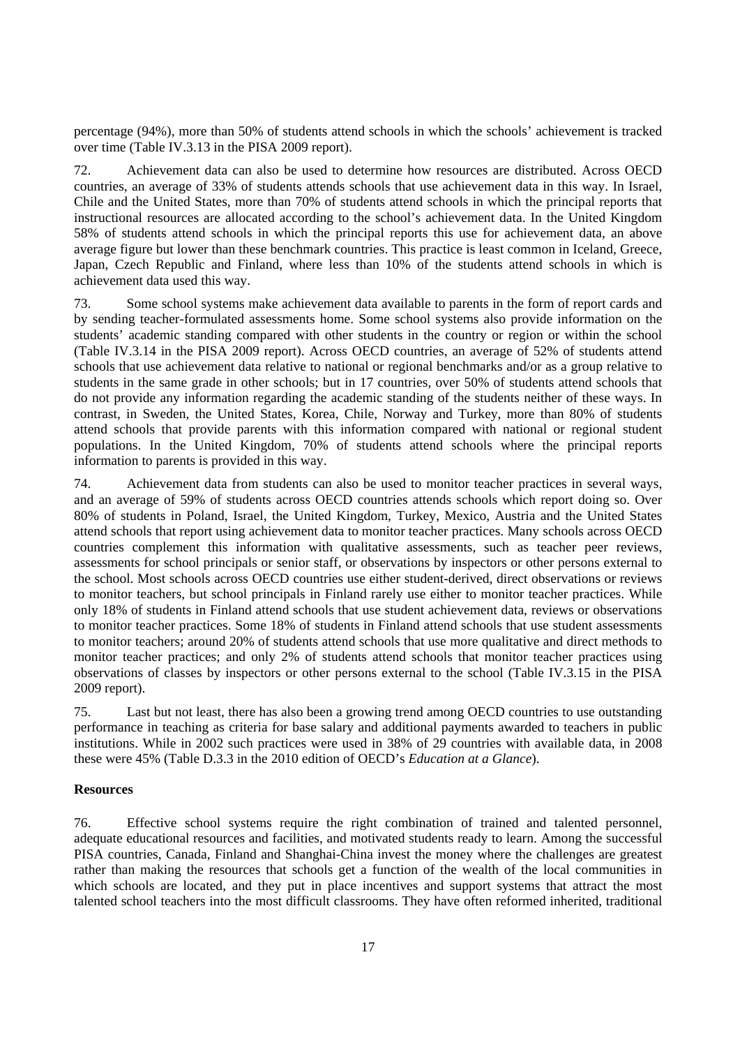percentage (94%), more than 50% of students attend schools in which the schools' achievement is tracked over time (Table IV.3.13 in the PISA 2009 report).

72. Achievement data can also be used to determine how resources are distributed. Across OECD countries, an average of 33% of students attends schools that use achievement data in this way. In Israel, Chile and the United States, more than 70% of students attend schools in which the principal reports that instructional resources are allocated according to the school's achievement data. In the United Kingdom 58% of students attend schools in which the principal reports this use for achievement data, an above average figure but lower than these benchmark countries. This practice is least common in Iceland, Greece, Japan, Czech Republic and Finland, where less than 10% of the students attend schools in which is achievement data used this way.

73. Some school systems make achievement data available to parents in the form of report cards and by sending teacher-formulated assessments home. Some school systems also provide information on the students' academic standing compared with other students in the country or region or within the school (Table IV.3.14 in the PISA 2009 report). Across OECD countries, an average of 52% of students attend schools that use achievement data relative to national or regional benchmarks and/or as a group relative to students in the same grade in other schools; but in 17 countries, over 50% of students attend schools that do not provide any information regarding the academic standing of the students neither of these ways. In contrast, in Sweden, the United States, Korea, Chile, Norway and Turkey, more than 80% of students attend schools that provide parents with this information compared with national or regional student populations. In the United Kingdom, 70% of students attend schools where the principal reports information to parents is provided in this way.

74. Achievement data from students can also be used to monitor teacher practices in several ways, and an average of 59% of students across OECD countries attends schools which report doing so. Over 80% of students in Poland, Israel, the United Kingdom, Turkey, Mexico, Austria and the United States attend schools that report using achievement data to monitor teacher practices. Many schools across OECD countries complement this information with qualitative assessments, such as teacher peer reviews, assessments for school principals or senior staff, or observations by inspectors or other persons external to the school. Most schools across OECD countries use either student-derived, direct observations or reviews to monitor teachers, but school principals in Finland rarely use either to monitor teacher practices. While only 18% of students in Finland attend schools that use student achievement data, reviews or observations to monitor teacher practices. Some 18% of students in Finland attend schools that use student assessments to monitor teachers; around 20% of students attend schools that use more qualitative and direct methods to monitor teacher practices; and only 2% of students attend schools that monitor teacher practices using observations of classes by inspectors or other persons external to the school (Table IV.3.15 in the PISA 2009 report).

75. Last but not least, there has also been a growing trend among OECD countries to use outstanding performance in teaching as criteria for base salary and additional payments awarded to teachers in public institutions. While in 2002 such practices were used in 38% of 29 countries with available data, in 2008 these were 45% (Table D.3.3 in the 2010 edition of OECD's *Education at a Glance*).

**Resources**

76. Effective school systems require the right combination of trained and talented personnel, adequate educational resources and facilities, and motivated students ready to learn. Among the successful PISA countries, Canada, Finland and Shanghai-China invest the money where the challenges are greatest rather than making the resources that schools get a function of the wealth of the local communities in which schools are located, and they put in place incentives and support systems that attract the most talented school teachers into the most difficult classrooms. They have often reformed inherited, traditional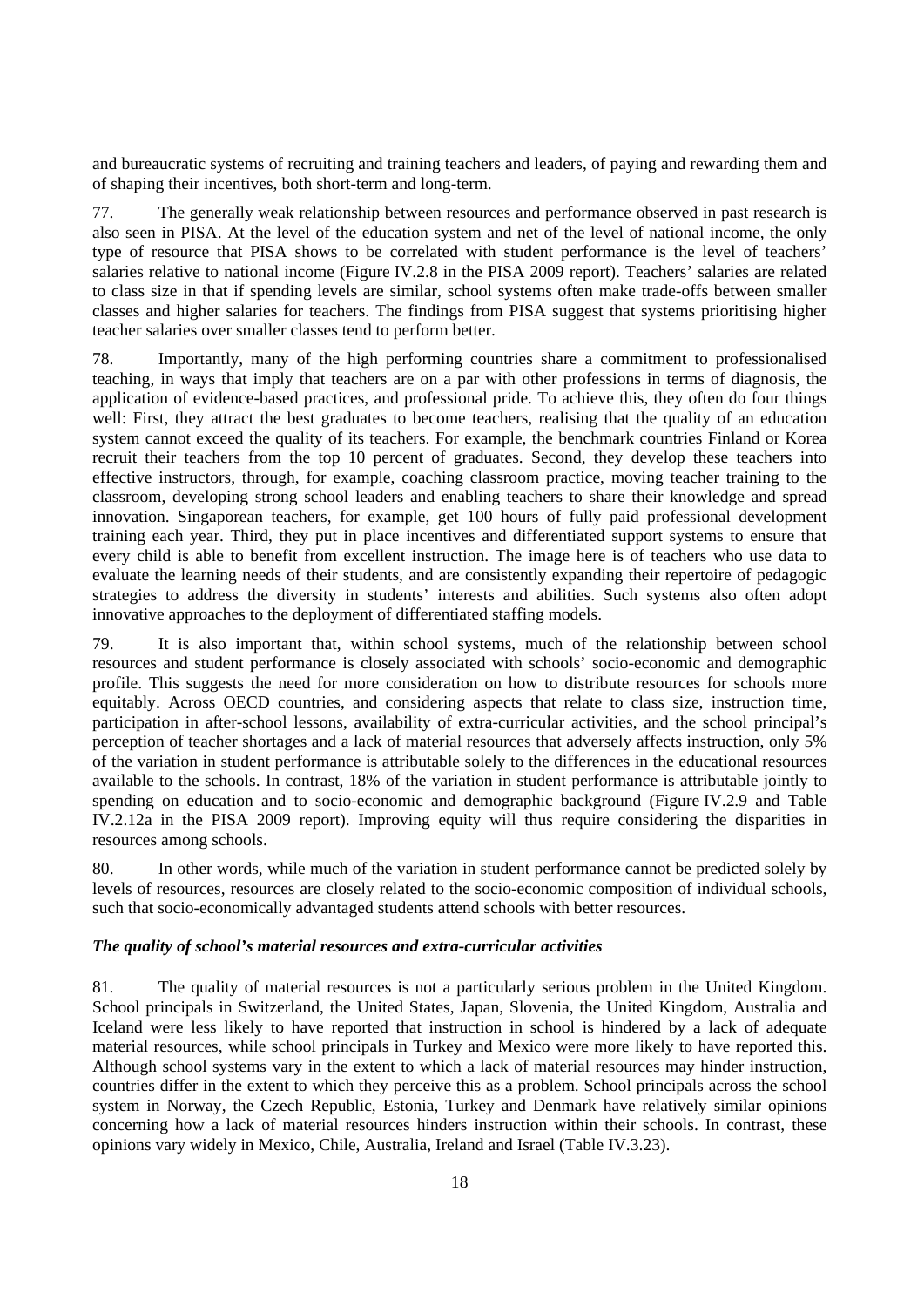and bureaucratic systems of recruiting and training teachers and leaders, of paying and rewarding them and of shaping their incentives, both short-term and long-term.

77. The generally weak relationship between resources and performance observed in past research is also seen in PISA. At the level of the education system and net of the level of national income, the only type of resource that PISA shows to be correlated with student performance is the level of teachers' salaries relative to national income (Figure IV.2.8 in the PISA 2009 report). Teachers' salaries are related to class size in that if spending levels are similar, school systems often make trade-offs between smaller classes and higher salaries for teachers. The findings from PISA suggest that systems prioritising higher teacher salaries over smaller classes tend to perform better.

78. Importantly, many of the high performing countries share a commitment to professionalised teaching, in ways that imply that teachers are on a par with other professions in terms of diagnosis, the application of evidence-based practices, and professional pride. To achieve this, they often do four things well: First, they attract the best graduates to become teachers, realising that the quality of an education system cannot exceed the quality of its teachers. For example, the benchmark countries Finland or Korea recruit their teachers from the top 10 percent of graduates. Second, they develop these teachers into effective instructors, through, for example, coaching classroom practice, moving teacher training to the classroom, developing strong school leaders and enabling teachers to share their knowledge and spread innovation. Singaporean teachers, for example, get 100 hours of fully paid professional development training each year. Third, they put in place incentives and differentiated support systems to ensure that every child is able to benefit from excellent instruction. The image here is of teachers who use data to evaluate the learning needs of their students, and are consistently expanding their repertoire of pedagogic strategies to address the diversity in students' interests and abilities. Such systems also often adopt innovative approaches to the deployment of differentiated staffing models.

79. It is also important that, within school systems, much of the relationship between school resources and student performance is closely associated with schools' socio-economic and demographic profile. This suggests the need for more consideration on how to distribute resources for schools more equitably. Across OECD countries, and considering aspects that relate to class size, instruction time, participation in after-school lessons, availability of extra-curricular activities, and the school principal's perception of teacher shortages and a lack of material resources that adversely affects instruction, only 5% of the variation in student performance is attributable solely to the differences in the educational resources available to the schools. In contrast, 18% of the variation in student performance is attributable jointly to spending on education and to socio-economic and demographic background (Figure IV.2.9 and Table IV.2.12a in the PISA 2009 report). Improving equity will thus require considering the disparities in resources among schools.

80. In other words, while much of the variation in student performance cannot be predicted solely by levels of resources, resources are closely related to the socio-economic composition of individual schools, such that socio-economically advantaged students attend schools with better resources.

***The quality of school's material resources and extra-curricular activities***

81. The quality of material resources is not a particularly serious problem in the United Kingdom. School principals in Switzerland, the United States, Japan, Slovenia, the United Kingdom, Australia and Iceland were less likely to have reported that instruction in school is hindered by a lack of adequate material resources, while school principals in Turkey and Mexico were more likely to have reported this. Although school systems vary in the extent to which a lack of material resources may hinder instruction, countries differ in the extent to which they perceive this as a problem. School principals across the school system in Norway, the Czech Republic, Estonia, Turkey and Denmark have relatively similar opinions concerning how a lack of material resources hinders instruction within their schools. In contrast, these opinions vary widely in Mexico, Chile, Australia, Ireland and Israel (Table IV.3.23).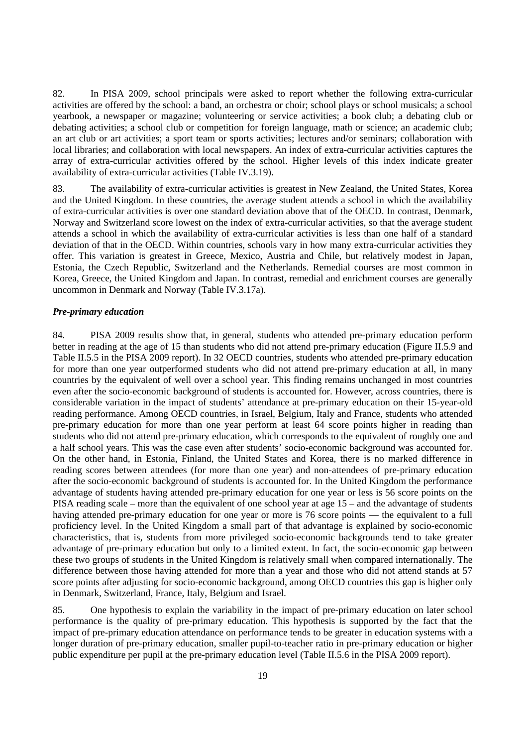82. In PISA 2009, school principals were asked to report whether the following extra-curricular activities are offered by the school: a band, an orchestra or choir; school plays or school musicals; a school yearbook, a newspaper or magazine; volunteering or service activities; a book club; a debating club or debating activities; a school club or competition for foreign language, math or science; an academic club; an art club or art activities; a sport team or sports activities; lectures and/or seminars; collaboration with local libraries; and collaboration with local newspapers. An index of extra-curricular activities captures the array of extra-curricular activities offered by the school. Higher levels of this index indicate greater availability of extra-curricular activities (Table IV.3.19).

83. The availability of extra-curricular activities is greatest in New Zealand, the United States, Korea and the United Kingdom. In these countries, the average student attends a school in which the availability of extra-curricular activities is over one standard deviation above that of the OECD. In contrast, Denmark, Norway and Switzerland score lowest on the index of extra-curricular activities, so that the average student attends a school in which the availability of extra-curricular activities is less than one half of a standard deviation of that in the OECD. Within countries, schools vary in how many extra-curricular activities they offer. This variation is greatest in Greece, Mexico, Austria and Chile, but relatively modest in Japan, Estonia, the Czech Republic, Switzerland and the Netherlands. Remedial courses are most common in Korea, Greece, the United Kingdom and Japan. In contrast, remedial and enrichment courses are generally uncommon in Denmark and Norway (Table IV.3.17a).

### *Pre-primary education*

84. PISA 2009 results show that, in general, students who attended pre-primary education perform better in reading at the age of 15 than students who did not attend pre-primary education (Figure II.5.9 and Table II.5.5 in the PISA 2009 report). In 32 OECD countries, students who attended pre-primary education for more than one year outperformed students who did not attend pre-primary education at all, in many countries by the equivalent of well over a school year. This finding remains unchanged in most countries even after the socio-economic background of students is accounted for. However, across countries, there is considerable variation in the impact of students' attendance at pre-primary education on their 15-year-old reading performance. Among OECD countries, in Israel, Belgium, Italy and France, students who attended pre-primary education for more than one year perform at least 64 score points higher in reading than students who did not attend pre-primary education, which corresponds to the equivalent of roughly one and a half school years. This was the case even after students' socio-economic background was accounted for. On the other hand, in Estonia, Finland, the United States and Korea, there is no marked difference in reading scores between attendees (for more than one year) and non-attendees of pre-primary education after the socio-economic background of students is accounted for. In the United Kingdom the performance advantage of students having attended pre-primary education for one year or less is 56 score points on the PISA reading scale – more than the equivalent of one school year at age 15 – and the advantage of students having attended pre-primary education for one year or more is 76 score points — the equivalent to a full proficiency level. In the United Kingdom a small part of that advantage is explained by socio-economic characteristics, that is, students from more privileged socio-economic backgrounds tend to take greater advantage of pre-primary education but only to a limited extent. In fact, the socio-economic gap between these two groups of students in the United Kingdom is relatively small when compared internationally. The difference between those having attended for more than a year and those who did not attend stands at 57 score points after adjusting for socio-economic background, among OECD countries this gap is higher only in Denmark, Switzerland, France, Italy, Belgium and Israel.

85. One hypothesis to explain the variability in the impact of pre-primary education on later school performance is the quality of pre-primary education. This hypothesis is supported by the fact that the impact of pre-primary education attendance on performance tends to be greater in education systems with a longer duration of pre-primary education, smaller pupil-to-teacher ratio in pre-primary education or higher public expenditure per pupil at the pre-primary education level (Table II.5.6 in the PISA 2009 report).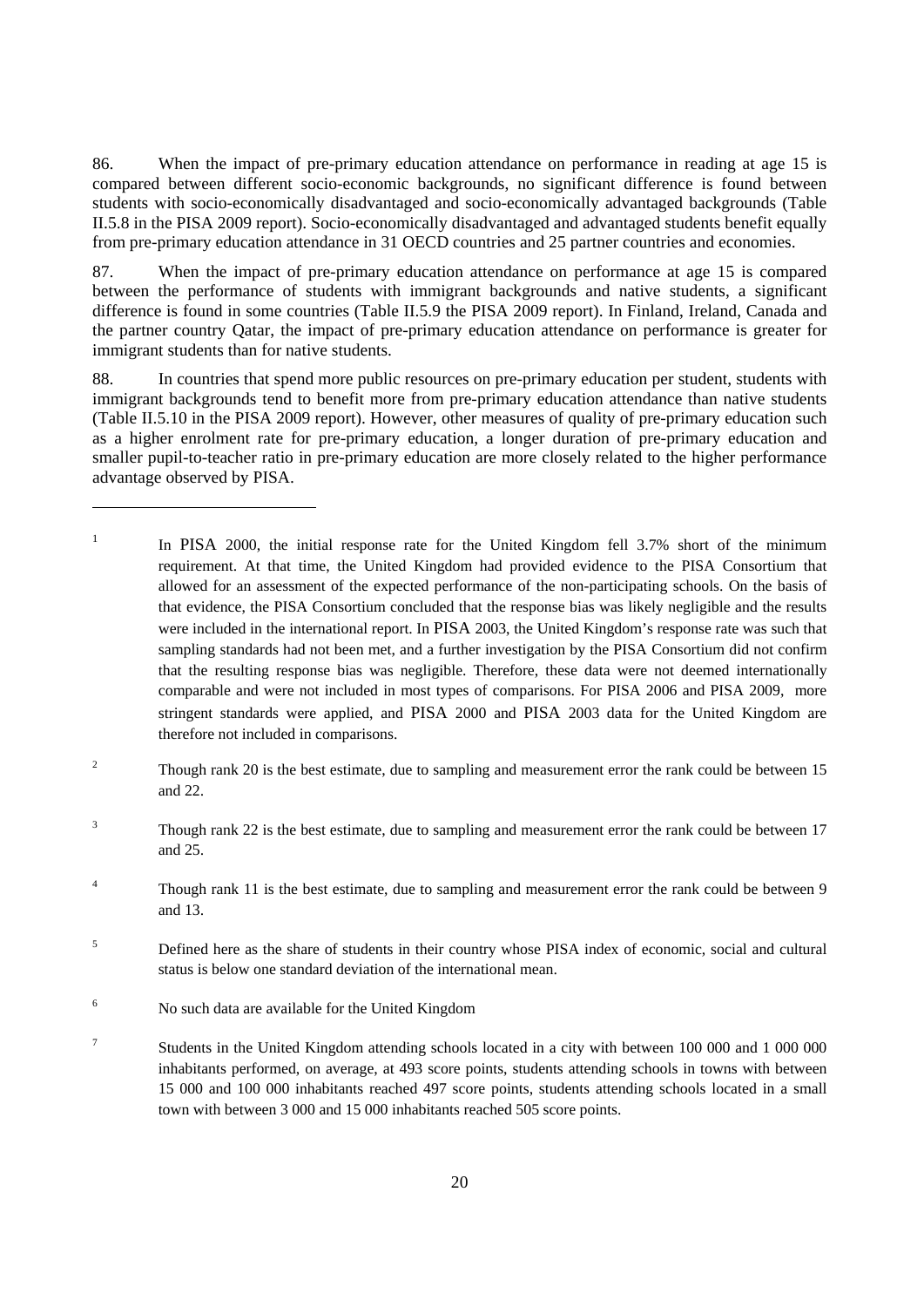86. When the impact of pre-primary education attendance on performance in reading at age 15 is compared between different socio-economic backgrounds, no significant difference is found between students with socio-economically disadvantaged and socio-economically advantaged backgrounds (Table II.5.8 in the PISA 2009 report). Socio-economically disadvantaged and advantaged students benefit equally from pre-primary education attendance in 31 OECD countries and 25 partner countries and economies.

87. When the impact of pre-primary education attendance on performance at age 15 is compared between the performance of students with immigrant backgrounds and native students, a significant difference is found in some countries (Table II.5.9 the PISA 2009 report). In Finland, Ireland, Canada and the partner country Qatar, the impact of pre-primary education attendance on performance is greater for immigrant students than for native students.

88. In countries that spend more public resources on pre-primary education per student, students with immigrant backgrounds tend to benefit more from pre-primary education attendance than native students (Table II.5.10 in the PISA 2009 report). However, other measures of quality of pre-primary education such as a higher enrolment rate for pre-primary education, a longer duration of pre-primary education and smaller pupil-to-teacher ratio in pre-primary education are more closely related to the higher performance advantage observed by PISA.

---

[1] In PISA 2000, the initial response rate for the United Kingdom fell 3.7% short of the minimum requirement. At that time, the United Kingdom had provided evidence to the PISA Consortium that allowed for an assessment of the expected performance of the non-participating schools. On the basis of that evidence, the PISA Consortium concluded that the response bias was likely negligible and the results were included in the international report. In PISA 2003, the United Kingdom's response rate was such that sampling standards had not been met, and a further investigation by the PISA Consortium did not confirm that the resulting response bias was negligible. Therefore, these data were not deemed internationally comparable and were not included in most types of comparisons. For PISA 2006 and PISA 2009, more stringent standards were applied, and PISA 2000 and PISA 2003 data for the United Kingdom are therefore not included in comparisons.

[2] Though rank 20 is the best estimate, due to sampling and measurement error the rank could be between 15 and 22.

[3] Though rank 22 is the best estimate, due to sampling and measurement error the rank could be between 17 and 25.

[4] Though rank 11 is the best estimate, due to sampling and measurement error the rank could be between 9 and 13.

[5] Defined here as the share of students in their country whose PISA index of economic, social and cultural status is below one standard deviation of the international mean.

[6] No such data are available for the United Kingdom

[7] Students in the United Kingdom attending schools located in a city with between 100 000 and 1 000 000 inhabitants performed, on average, at 493 score points, students attending schools in towns with between 15 000 and 100 000 inhabitants reached 497 score points, students attending schools located in a small town with between 3 000 and 15 000 inhabitants reached 505 score points.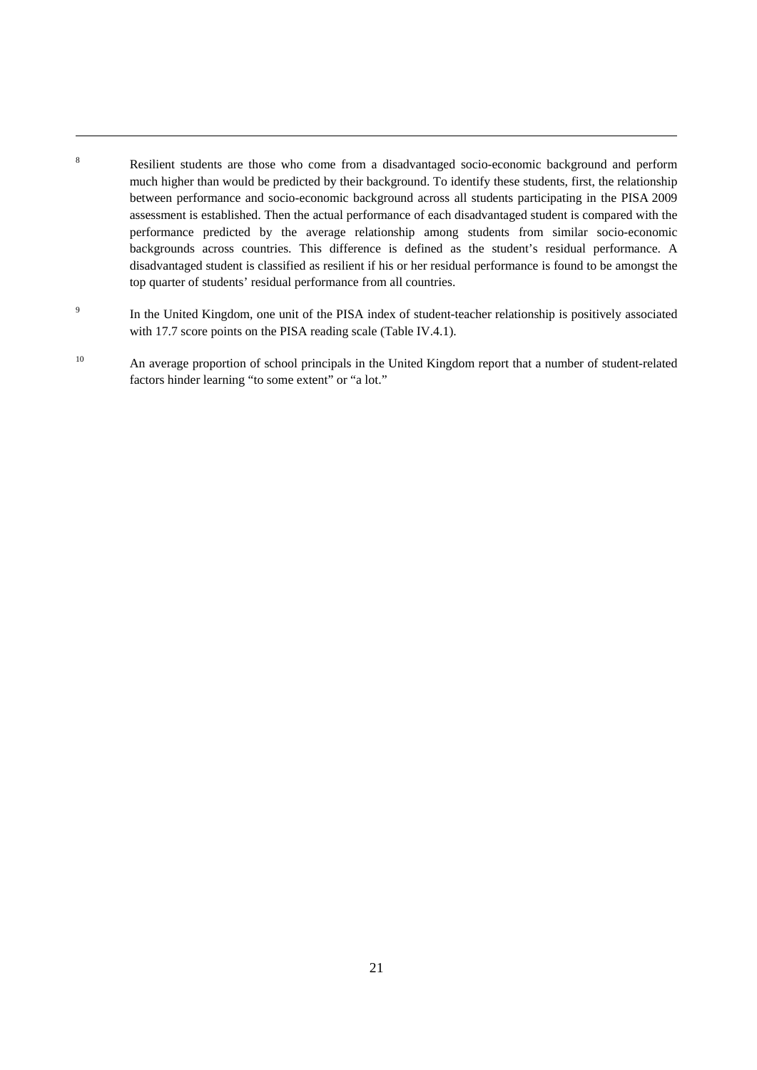[8] Resilient students are those who come from a disadvantaged socio-economic background and perform much higher than would be predicted by their background. To identify these students, first, the relationship between performance and socio-economic background across all students participating in the PISA 2009 assessment is established. Then the actual performance of each disadvantaged student is compared with the performance predicted by the average relationship among students from similar socio-economic backgrounds across countries. This difference is defined as the student's residual performance. A disadvantaged student is classified as resilient if his or her residual performance is found to be amongst the top quarter of students' residual performance from all countries.

[9] In the United Kingdom, one unit of the PISA index of student-teacher relationship is positively associated with 17.7 score points on the PISA reading scale (Table IV.4.1).

[10] An average proportion of school principals in the United Kingdom report that a number of student-related factors hinder learning "to some extent" or "a lot."